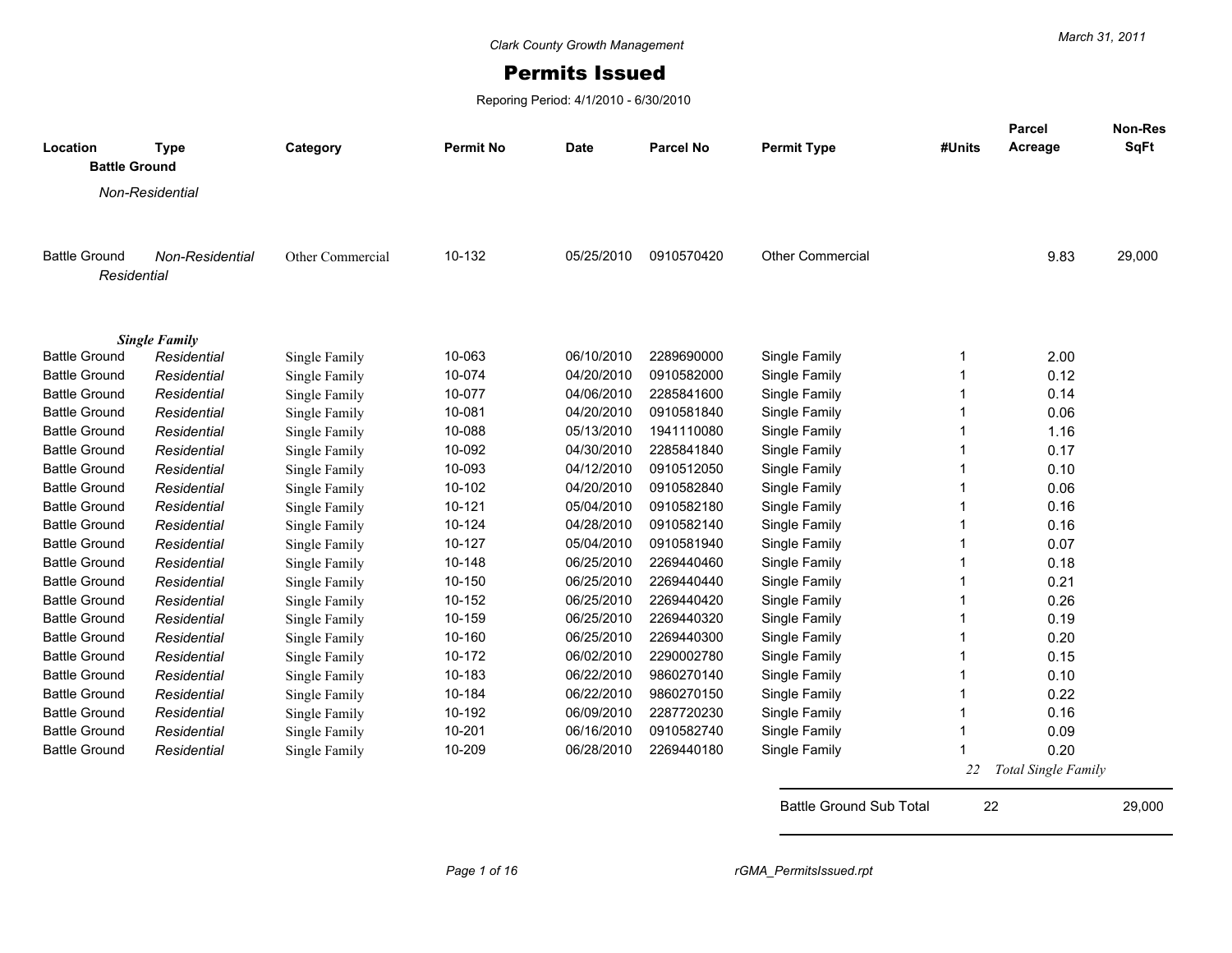Clark County Growth Management

March 31, 2011

# Permits Issued

Reporing Period: 4/1/2010 - 6/30/2010

| Location | Type | Category | Permit No | Date | Parcel No | Permit Type | #Units | Parcel Acreage | Non-Res SqFt |
|---|---|---|---|---|---|---|---|---|---|
| **Battle Ground** | | | | | | | | | |
| *Non-Residential* | | | | | | | | | |
| Battle Ground | *Non-Residential* | Other Commercial | 10-132 | 05/25/2010 | 0910570420 | Other Commercial | | 9.83 | 29,000 |
| *Residential* | | | | | | | | | |
| ***Single Family*** | | | | | | | | | |
| Battle Ground | *Residential* | Single Family | 10-063 | 06/10/2010 | 2289690000 | Single Family | 1 | 2.00 | |
| Battle Ground | *Residential* | Single Family | 10-074 | 04/20/2010 | 0910582000 | Single Family | 1 | 0.12 | |
| Battle Ground | *Residential* | Single Family | 10-077 | 04/06/2010 | 2285841600 | Single Family | 1 | 0.14 | |
| Battle Ground | *Residential* | Single Family | 10-081 | 04/20/2010 | 0910581840 | Single Family | 1 | 0.06 | |
| Battle Ground | *Residential* | Single Family | 10-088 | 05/13/2010 | 1941110080 | Single Family | 1 | 1.16 | |
| Battle Ground | *Residential* | Single Family | 10-092 | 04/30/2010 | 2285841840 | Single Family | 1 | 0.17 | |
| Battle Ground | *Residential* | Single Family | 10-093 | 04/12/2010 | 0910512050 | Single Family | 1 | 0.10 | |
| Battle Ground | *Residential* | Single Family | 10-102 | 04/20/2010 | 0910582840 | Single Family | 1 | 0.06 | |
| Battle Ground | *Residential* | Single Family | 10-121 | 05/04/2010 | 0910582180 | Single Family | 1 | 0.16 | |
| Battle Ground | *Residential* | Single Family | 10-124 | 04/28/2010 | 0910582140 | Single Family | 1 | 0.16 | |
| Battle Ground | *Residential* | Single Family | 10-127 | 05/04/2010 | 0910581940 | Single Family | 1 | 0.07 | |
| Battle Ground | *Residential* | Single Family | 10-148 | 06/25/2010 | 2269440460 | Single Family | 1 | 0.18 | |
| Battle Ground | *Residential* | Single Family | 10-150 | 06/25/2010 | 2269440440 | Single Family | 1 | 0.21 | |
| Battle Ground | *Residential* | Single Family | 10-152 | 06/25/2010 | 2269440420 | Single Family | 1 | 0.26 | |
| Battle Ground | *Residential* | Single Family | 10-159 | 06/25/2010 | 2269440320 | Single Family | 1 | 0.19 | |
| Battle Ground | *Residential* | Single Family | 10-160 | 06/25/2010 | 2269440300 | Single Family | 1 | 0.20 | |
| Battle Ground | *Residential* | Single Family | 10-172 | 06/02/2010 | 2290002780 | Single Family | 1 | 0.15 | |
| Battle Ground | *Residential* | Single Family | 10-183 | 06/22/2010 | 9860270140 | Single Family | 1 | 0.10 | |
| Battle Ground | *Residential* | Single Family | 10-184 | 06/22/2010 | 9860270150 | Single Family | 1 | 0.22 | |
| Battle Ground | *Residential* | Single Family | 10-192 | 06/09/2010 | 2287720230 | Single Family | 1 | 0.16 | |
| Battle Ground | *Residential* | Single Family | 10-201 | 06/16/2010 | 0910582740 | Single Family | 1 | 0.09 | |
| Battle Ground | *Residential* | Single Family | 10-209 | 06/28/2010 | 2269440180 | Single Family | 1 | 0.20 | |
| | | | | | | | *22* | *Total Single Family* | |
| | | | | | | Battle Ground Sub Total | 22 | | 29,000 |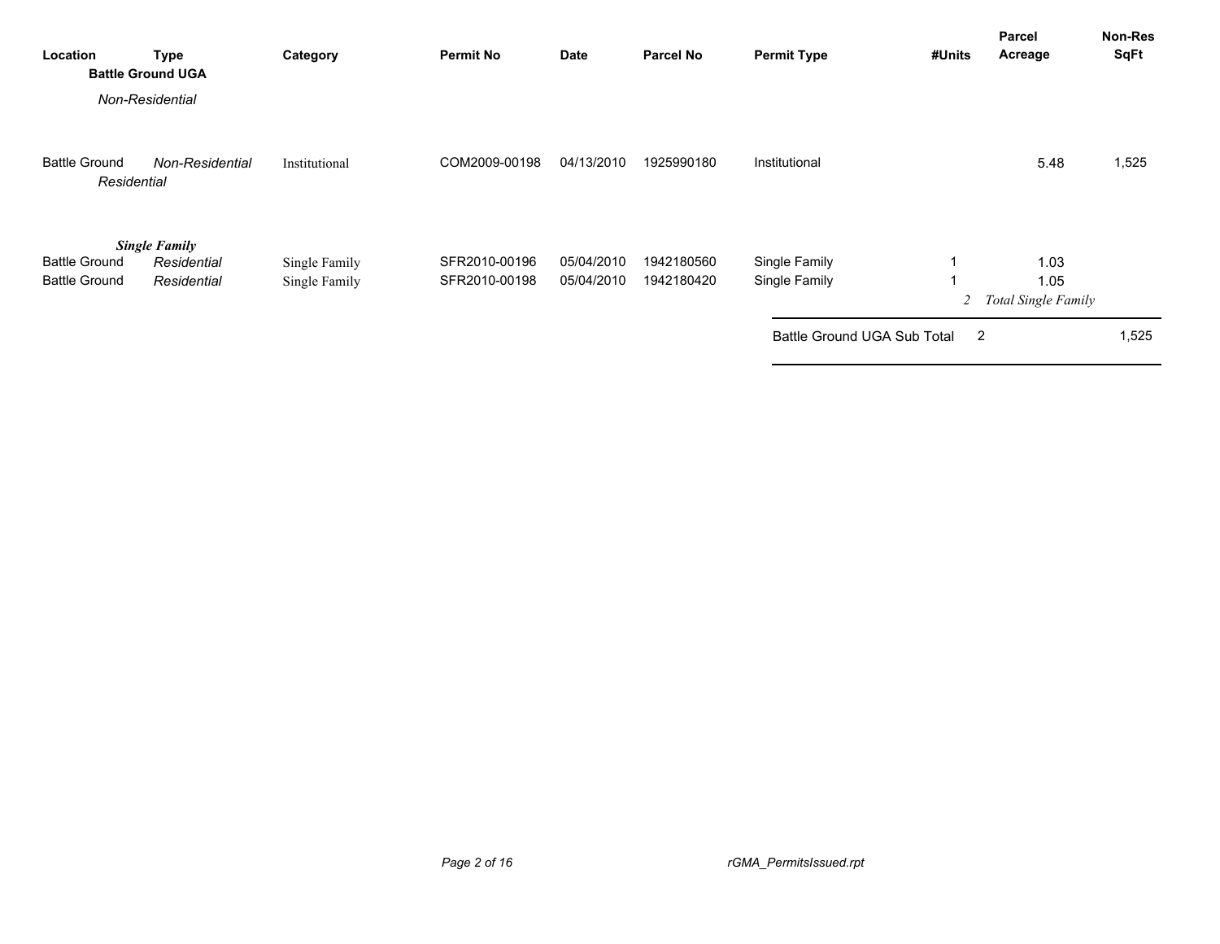| Location | Type | Category | Permit No | Date | Parcel No | Permit Type | #Units | Parcel Acreage | Non-Res SqFt |
|---|---|---|---|---|---|---|---|---|---|
| **Battle Ground UGA** | | | | | | | | | |
| *Non-Residential* | | | | | | | | | |
| Battle Ground | *Non-Residential* | Institutional | COM2009-00198 | 04/13/2010 | 1925990180 | Institutional | | 5.48 | 1,525 |
| *Residential* | | | | | | | | | |
| ***Single Family*** | | | | | | | | | |
| Battle Ground | *Residential* | Single Family | SFR2010-00196 | 05/04/2010 | 1942180560 | Single Family | 1 | 1.03 | |
| Battle Ground | *Residential* | Single Family | SFR2010-00198 | 05/04/2010 | 1942180420 | Single Family | 1 | 1.05 | |
| | | | | | | | *2* | *Total Single Family* | |
| | | | | | | Battle Ground UGA Sub Total | 2 | | 1,525 |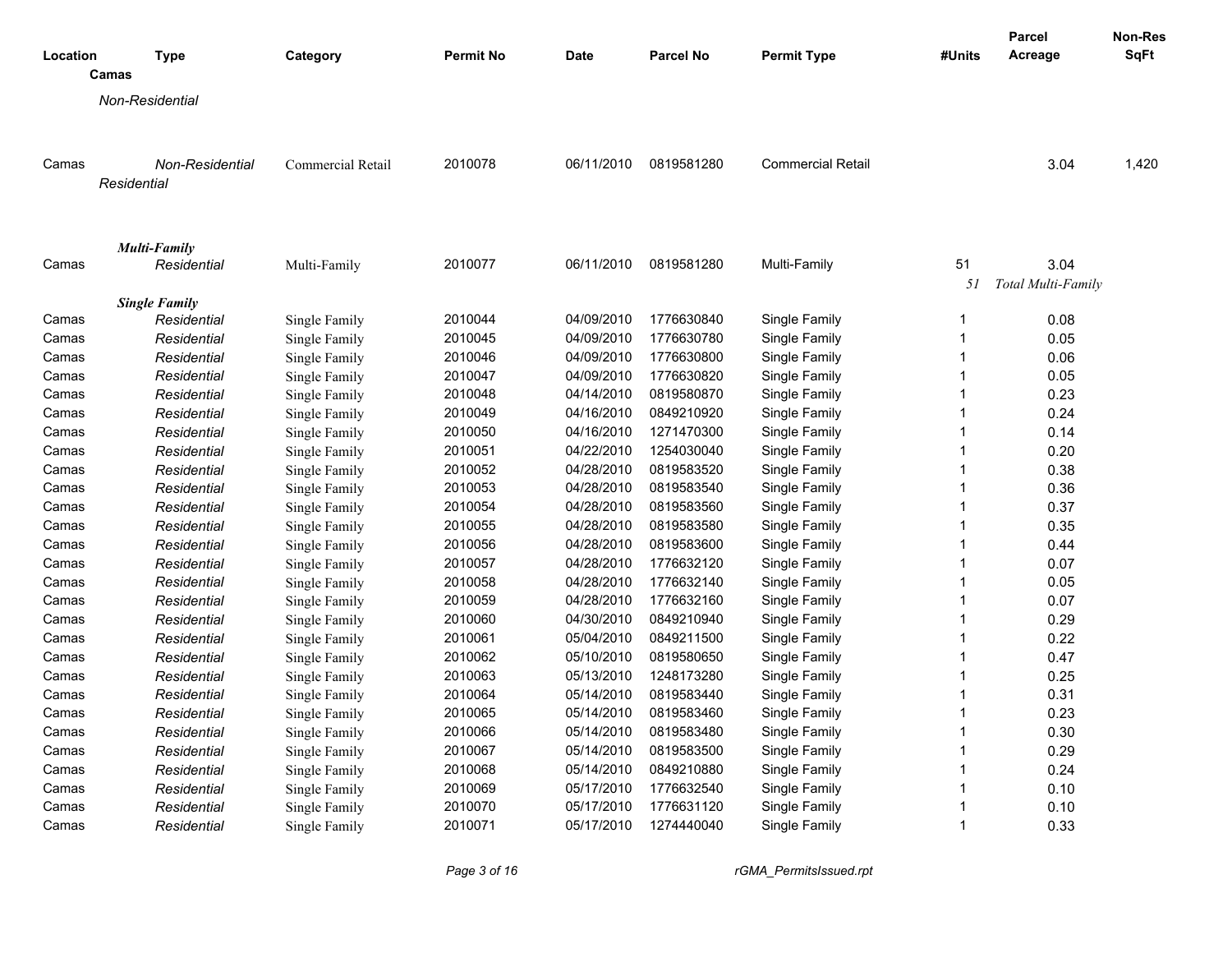| Location | Type | Category | Permit No | Date | Parcel No | Permit Type | #Units | Parcel Acreage | Non-Res SqFt |
|---|---|---|---|---|---|---|---|---|---|
| **Camas** | | | | | | | | | |
| *Non-Residential* | | | | | | | | | |
| Camas | *Non-Residential* | Commercial Retail | 2010078 | 06/11/2010 | 0819581280 | Commercial Retail | | 3.04 | 1,420 |
| *Residential* | | | | | | | | | |
| | ***Multi-Family*** | | | | | | | | |
| Camas | *Residential* | Multi-Family | 2010077 | 06/11/2010 | 0819581280 | Multi-Family | 51 | 3.04 | |
| | | | | | | | *51* | *Total Multi-Family* | |
| | ***Single Family*** | | | | | | | | |
| Camas | *Residential* | Single Family | 2010044 | 04/09/2010 | 1776630840 | Single Family | 1 | 0.08 | |
| Camas | *Residential* | Single Family | 2010045 | 04/09/2010 | 1776630780 | Single Family | 1 | 0.05 | |
| Camas | *Residential* | Single Family | 2010046 | 04/09/2010 | 1776630800 | Single Family | 1 | 0.06 | |
| Camas | *Residential* | Single Family | 2010047 | 04/09/2010 | 1776630820 | Single Family | 1 | 0.05 | |
| Camas | *Residential* | Single Family | 2010048 | 04/14/2010 | 0819580870 | Single Family | 1 | 0.23 | |
| Camas | *Residential* | Single Family | 2010049 | 04/16/2010 | 0849210920 | Single Family | 1 | 0.24 | |
| Camas | *Residential* | Single Family | 2010050 | 04/16/2010 | 1271470300 | Single Family | 1 | 0.14 | |
| Camas | *Residential* | Single Family | 2010051 | 04/22/2010 | 1254030040 | Single Family | 1 | 0.20 | |
| Camas | *Residential* | Single Family | 2010052 | 04/28/2010 | 0819583520 | Single Family | 1 | 0.38 | |
| Camas | *Residential* | Single Family | 2010053 | 04/28/2010 | 0819583540 | Single Family | 1 | 0.36 | |
| Camas | *Residential* | Single Family | 2010054 | 04/28/2010 | 0819583560 | Single Family | 1 | 0.37 | |
| Camas | *Residential* | Single Family | 2010055 | 04/28/2010 | 0819583580 | Single Family | 1 | 0.35 | |
| Camas | *Residential* | Single Family | 2010056 | 04/28/2010 | 0819583600 | Single Family | 1 | 0.44 | |
| Camas | *Residential* | Single Family | 2010057 | 04/28/2010 | 1776632120 | Single Family | 1 | 0.07 | |
| Camas | *Residential* | Single Family | 2010058 | 04/28/2010 | 1776632140 | Single Family | 1 | 0.05 | |
| Camas | *Residential* | Single Family | 2010059 | 04/28/2010 | 1776632160 | Single Family | 1 | 0.07 | |
| Camas | *Residential* | Single Family | 2010060 | 04/30/2010 | 0849210940 | Single Family | 1 | 0.29 | |
| Camas | *Residential* | Single Family | 2010061 | 05/04/2010 | 0849211500 | Single Family | 1 | 0.22 | |
| Camas | *Residential* | Single Family | 2010062 | 05/10/2010 | 0819580650 | Single Family | 1 | 0.47 | |
| Camas | *Residential* | Single Family | 2010063 | 05/13/2010 | 1248173280 | Single Family | 1 | 0.25 | |
| Camas | *Residential* | Single Family | 2010064 | 05/14/2010 | 0819583440 | Single Family | 1 | 0.31 | |
| Camas | *Residential* | Single Family | 2010065 | 05/14/2010 | 0819583460 | Single Family | 1 | 0.23 | |
| Camas | *Residential* | Single Family | 2010066 | 05/14/2010 | 0819583480 | Single Family | 1 | 0.30 | |
| Camas | *Residential* | Single Family | 2010067 | 05/14/2010 | 0819583500 | Single Family | 1 | 0.29 | |
| Camas | *Residential* | Single Family | 2010068 | 05/14/2010 | 0849210880 | Single Family | 1 | 0.24 | |
| Camas | *Residential* | Single Family | 2010069 | 05/17/2010 | 1776632540 | Single Family | 1 | 0.10 | |
| Camas | *Residential* | Single Family | 2010070 | 05/17/2010 | 1776631120 | Single Family | 1 | 0.10 | |
| Camas | *Residential* | Single Family | 2010071 | 05/17/2010 | 1274440040 | Single Family | 1 | 0.33 | |

rGMA_PermitsIssued.rpt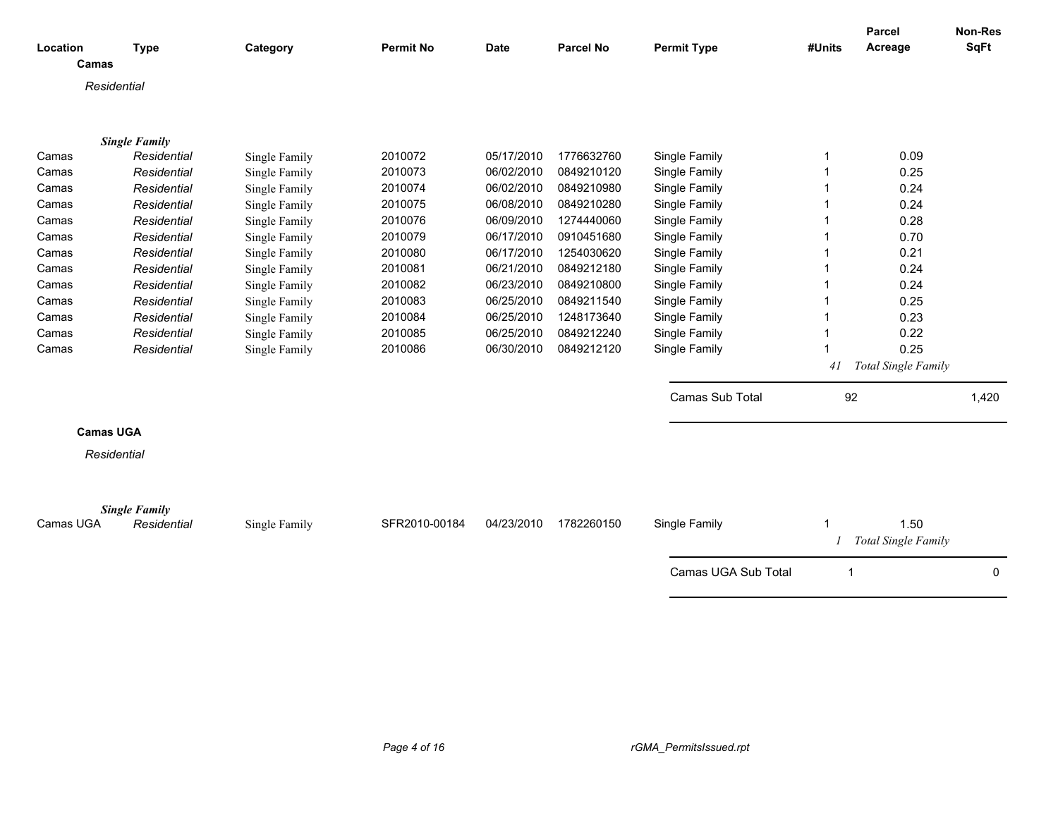| Location | Type | Category | Permit No | Date | Parcel No | Permit Type | #Units | Parcel Acreage | Non-Res SqFt |
|---|---|---|---|---|---|---|---|---|---|

**Camas**

*Residential*

***Single Family***

| Location | Type | Category | Permit No | Date | Parcel No | Permit Type | #Units | Parcel Acreage | Non-Res SqFt |
|---|---|---|---|---|---|---|---|---|---|
| Camas | *Residential* | Single Family | 2010072 | 05/17/2010 | 1776632760 | Single Family | 1 | 0.09 | |
| Camas | *Residential* | Single Family | 2010073 | 06/02/2010 | 0849210120 | Single Family | 1 | 0.25 | |
| Camas | *Residential* | Single Family | 2010074 | 06/02/2010 | 0849210980 | Single Family | 1 | 0.24 | |
| Camas | *Residential* | Single Family | 2010075 | 06/08/2010 | 0849210280 | Single Family | 1 | 0.24 | |
| Camas | *Residential* | Single Family | 2010076 | 06/09/2010 | 1274440060 | Single Family | 1 | 0.28 | |
| Camas | *Residential* | Single Family | 2010079 | 06/17/2010 | 0910451680 | Single Family | 1 | 0.70 | |
| Camas | *Residential* | Single Family | 2010080 | 06/17/2010 | 1254030620 | Single Family | 1 | 0.21 | |
| Camas | *Residential* | Single Family | 2010081 | 06/21/2010 | 0849212180 | Single Family | 1 | 0.24 | |
| Camas | *Residential* | Single Family | 2010082 | 06/23/2010 | 0849210800 | Single Family | 1 | 0.24 | |
| Camas | *Residential* | Single Family | 2010083 | 06/25/2010 | 0849211540 | Single Family | 1 | 0.25 | |
| Camas | *Residential* | Single Family | 2010084 | 06/25/2010 | 1248173640 | Single Family | 1 | 0.23 | |
| Camas | *Residential* | Single Family | 2010085 | 06/25/2010 | 0849212240 | Single Family | 1 | 0.22 | |
| Camas | *Residential* | Single Family | 2010086 | 06/30/2010 | 0849212120 | Single Family | 1 | 0.25 | |
| | | | | | | | *41* | *Total Single Family* | |
| | | | | | | Camas Sub Total | 92 | | 1,420 |

**Camas UGA**

*Residential*

***Single Family***

| Location | Type | Category | Permit No | Date | Parcel No | Permit Type | #Units | Parcel Acreage | Non-Res SqFt |
|---|---|---|---|---|---|---|---|---|---|
| Camas UGA | *Residential* | Single Family | SFR2010-00184 | 04/23/2010 | 1782260150 | Single Family | 1 | 1.50 | |
| | | | | | | | *1* | *Total Single Family* | |
| | | | | | | Camas UGA Sub Total | 1 | | 0 |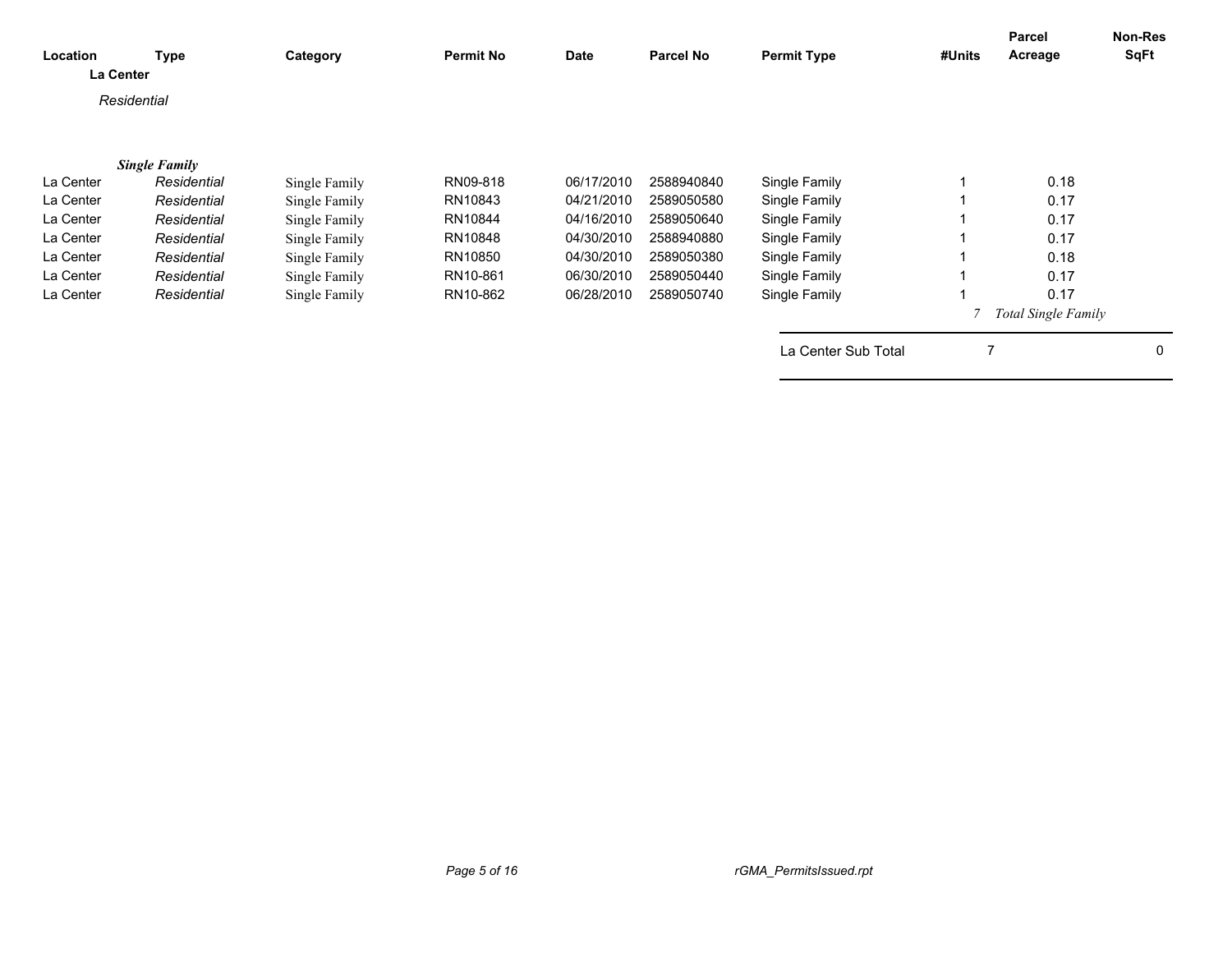| Location | Type | Category | Permit No | Date | Parcel No | Permit Type | #Units | Parcel Acreage | Non-Res SqFt |
|---|---|---|---|---|---|---|---|---|---|
| **La Center** | | | | | | | | | |
| *Residential* | | | | | | | | | |
| ***Single Family*** | | | | | | | | | |
| La Center | *Residential* | Single Family | RN09-818 | 06/17/2010 | 2588940840 | Single Family | 1 | 0.18 | |
| La Center | *Residential* | Single Family | RN10843 | 04/21/2010 | 2589050580 | Single Family | 1 | 0.17 | |
| La Center | *Residential* | Single Family | RN10844 | 04/16/2010 | 2589050640 | Single Family | 1 | 0.17 | |
| La Center | *Residential* | Single Family | RN10848 | 04/30/2010 | 2588940880 | Single Family | 1 | 0.17 | |
| La Center | *Residential* | Single Family | RN10850 | 04/30/2010 | 2589050380 | Single Family | 1 | 0.18 | |
| La Center | *Residential* | Single Family | RN10-861 | 06/30/2010 | 2589050440 | Single Family | 1 | 0.17 | |
| La Center | *Residential* | Single Family | RN10-862 | 06/28/2010 | 2589050740 | Single Family | 1 | 0.17 | |
| | | | | | | | *7* | *Total Single Family* | |
| | | | | | | La Center Sub Total | 7 | | 0 |

*rGMA_PermitsIssued.rpt*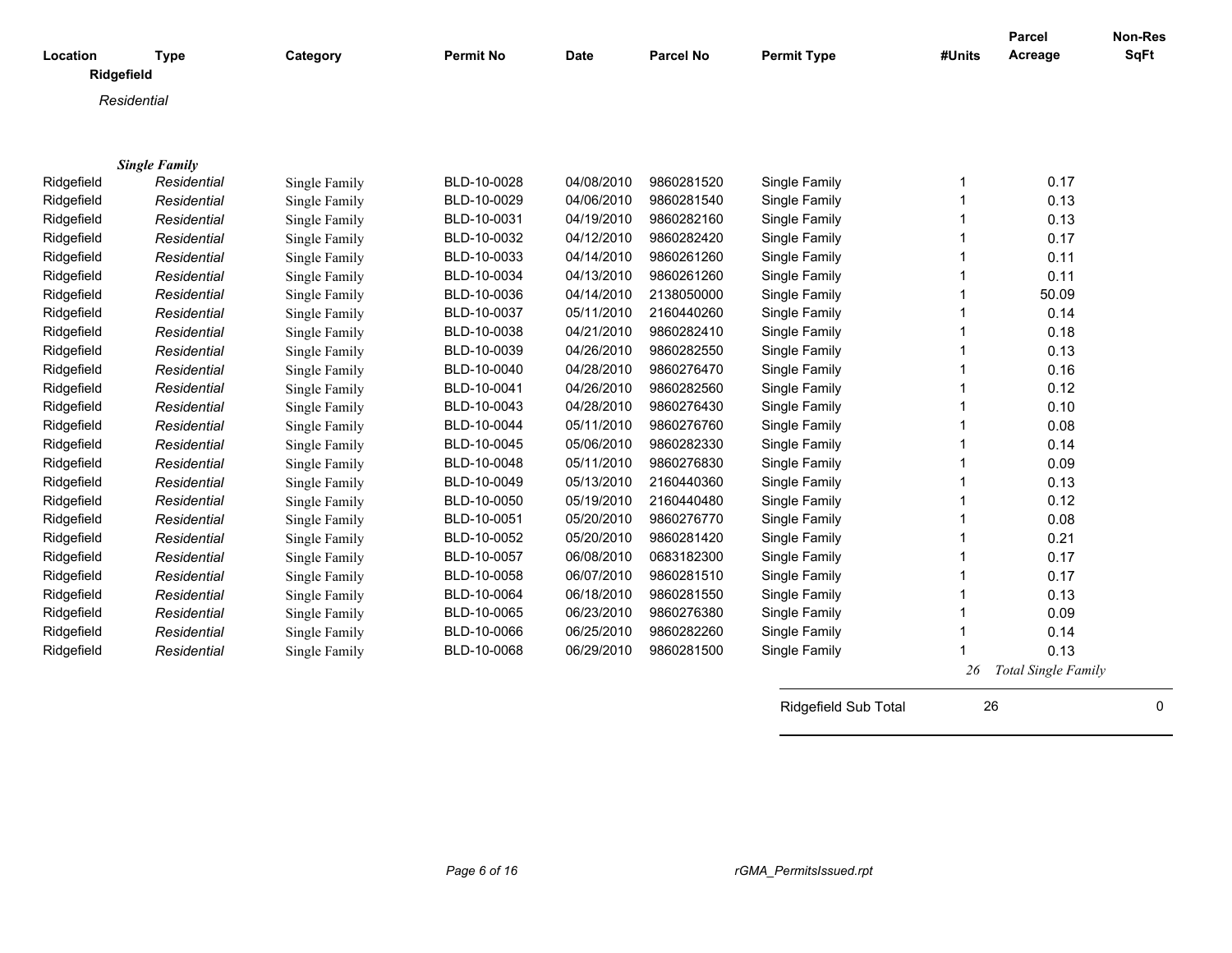| Location | Type | Category | Permit No | Date | Parcel No | Permit Type | #Units | Parcel Acreage | Non-Res SqFt |
|---|---|---|---|---|---|---|---|---|---|
| **Ridgefield** | | | | | | | | | |
| *Residential* | | | | | | | | | |
| | ***Single Family*** | | | | | | | | |
| Ridgefield | *Residential* | Single Family | BLD-10-0028 | 04/08/2010 | 9860281520 | Single Family | 1 | 0.17 | |
| Ridgefield | *Residential* | Single Family | BLD-10-0029 | 04/06/2010 | 9860281540 | Single Family | 1 | 0.13 | |
| Ridgefield | *Residential* | Single Family | BLD-10-0031 | 04/19/2010 | 9860282160 | Single Family | 1 | 0.13 | |
| Ridgefield | *Residential* | Single Family | BLD-10-0032 | 04/12/2010 | 9860282420 | Single Family | 1 | 0.17 | |
| Ridgefield | *Residential* | Single Family | BLD-10-0033 | 04/14/2010 | 9860261260 | Single Family | 1 | 0.11 | |
| Ridgefield | *Residential* | Single Family | BLD-10-0034 | 04/13/2010 | 9860261260 | Single Family | 1 | 0.11 | |
| Ridgefield | *Residential* | Single Family | BLD-10-0036 | 04/14/2010 | 2138050000 | Single Family | 1 | 50.09 | |
| Ridgefield | *Residential* | Single Family | BLD-10-0037 | 05/11/2010 | 2160440260 | Single Family | 1 | 0.14 | |
| Ridgefield | *Residential* | Single Family | BLD-10-0038 | 04/21/2010 | 9860282410 | Single Family | 1 | 0.18 | |
| Ridgefield | *Residential* | Single Family | BLD-10-0039 | 04/26/2010 | 9860282550 | Single Family | 1 | 0.13 | |
| Ridgefield | *Residential* | Single Family | BLD-10-0040 | 04/28/2010 | 9860276470 | Single Family | 1 | 0.16 | |
| Ridgefield | *Residential* | Single Family | BLD-10-0041 | 04/26/2010 | 9860282560 | Single Family | 1 | 0.12 | |
| Ridgefield | *Residential* | Single Family | BLD-10-0043 | 04/28/2010 | 9860276430 | Single Family | 1 | 0.10 | |
| Ridgefield | *Residential* | Single Family | BLD-10-0044 | 05/11/2010 | 9860276760 | Single Family | 1 | 0.08 | |
| Ridgefield | *Residential* | Single Family | BLD-10-0045 | 05/06/2010 | 9860282330 | Single Family | 1 | 0.14 | |
| Ridgefield | *Residential* | Single Family | BLD-10-0048 | 05/11/2010 | 9860276830 | Single Family | 1 | 0.09 | |
| Ridgefield | *Residential* | Single Family | BLD-10-0049 | 05/13/2010 | 2160440360 | Single Family | 1 | 0.13 | |
| Ridgefield | *Residential* | Single Family | BLD-10-0050 | 05/19/2010 | 2160440480 | Single Family | 1 | 0.12 | |
| Ridgefield | *Residential* | Single Family | BLD-10-0051 | 05/20/2010 | 9860276770 | Single Family | 1 | 0.08 | |
| Ridgefield | *Residential* | Single Family | BLD-10-0052 | 05/20/2010 | 9860281420 | Single Family | 1 | 0.21 | |
| Ridgefield | *Residential* | Single Family | BLD-10-0057 | 06/08/2010 | 0683182300 | Single Family | 1 | 0.17 | |
| Ridgefield | *Residential* | Single Family | BLD-10-0058 | 06/07/2010 | 9860281510 | Single Family | 1 | 0.17 | |
| Ridgefield | *Residential* | Single Family | BLD-10-0064 | 06/18/2010 | 9860281550 | Single Family | 1 | 0.13 | |
| Ridgefield | *Residential* | Single Family | BLD-10-0065 | 06/23/2010 | 9860276380 | Single Family | 1 | 0.09 | |
| Ridgefield | *Residential* | Single Family | BLD-10-0066 | 06/25/2010 | 9860282260 | Single Family | 1 | 0.14 | |
| Ridgefield | *Residential* | Single Family | BLD-10-0068 | 06/29/2010 | 9860281500 | Single Family | 1 | 0.13 | |
| | | | | | | | *26* | *Total Single Family* | |
| | | | | | | Ridgefield Sub Total | 26 | | 0 |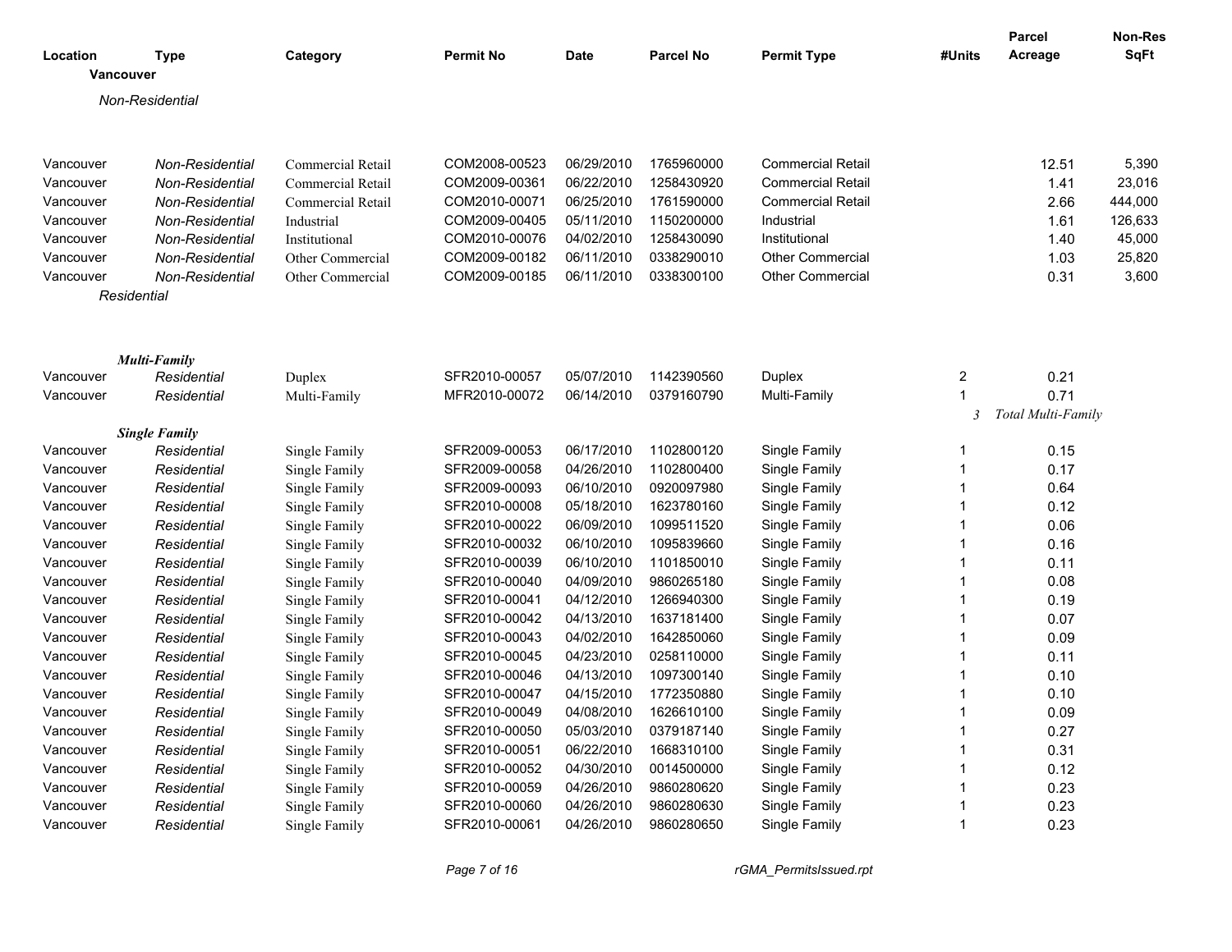| Location | Type | Category | Permit No | Date | Parcel No | Permit Type | #Units | Parcel Acreage | Non-Res SqFt |
|---|---|---|---|---|---|---|---|---|---|
| **Vancouver** | | | | | | | | | |
| *Non-Residential* | | | | | | | | | |
| Vancouver | *Non-Residential* | Commercial Retail | COM2008-00523 | 06/29/2010 | 1765960000 | Commercial Retail | | 12.51 | 5,390 |
| Vancouver | *Non-Residential* | Commercial Retail | COM2009-00361 | 06/22/2010 | 1258430920 | Commercial Retail | | 1.41 | 23,016 |
| Vancouver | *Non-Residential* | Commercial Retail | COM2010-00071 | 06/25/2010 | 1761590000 | Commercial Retail | | 2.66 | 444,000 |
| Vancouver | *Non-Residential* | Industrial | COM2009-00405 | 05/11/2010 | 1150200000 | Industrial | | 1.61 | 126,633 |
| Vancouver | *Non-Residential* | Institutional | COM2010-00076 | 04/02/2010 | 1258430090 | Institutional | | 1.40 | 45,000 |
| Vancouver | *Non-Residential* | Other Commercial | COM2009-00182 | 06/11/2010 | 0338290010 | Other Commercial | | 1.03 | 25,820 |
| Vancouver | *Non-Residential* | Other Commercial | COM2009-00185 | 06/11/2010 | 0338300100 | Other Commercial | | 0.31 | 3,600 |
| *Residential* | | | | | | | | | |
| ***Multi-Family*** | | | | | | | | | |
| Vancouver | *Residential* | Duplex | SFR2010-00057 | 05/07/2010 | 1142390560 | Duplex | 2 | 0.21 | |
| Vancouver | *Residential* | Multi-Family | MFR2010-00072 | 06/14/2010 | 0379160790 | Multi-Family | 1 | 0.71 | |
| | | | | | | | *3* | *Total Multi-Family* | |
| ***Single Family*** | | | | | | | | | |
| Vancouver | *Residential* | Single Family | SFR2009-00053 | 06/17/2010 | 1102800120 | Single Family | 1 | 0.15 | |
| Vancouver | *Residential* | Single Family | SFR2009-00058 | 04/26/2010 | 1102800400 | Single Family | 1 | 0.17 | |
| Vancouver | *Residential* | Single Family | SFR2009-00093 | 06/10/2010 | 0920097980 | Single Family | 1 | 0.64 | |
| Vancouver | *Residential* | Single Family | SFR2010-00008 | 05/18/2010 | 1623780160 | Single Family | 1 | 0.12 | |
| Vancouver | *Residential* | Single Family | SFR2010-00022 | 06/09/2010 | 1099511520 | Single Family | 1 | 0.06 | |
| Vancouver | *Residential* | Single Family | SFR2010-00032 | 06/10/2010 | 1095839660 | Single Family | 1 | 0.16 | |
| Vancouver | *Residential* | Single Family | SFR2010-00039 | 06/10/2010 | 1101850010 | Single Family | 1 | 0.11 | |
| Vancouver | *Residential* | Single Family | SFR2010-00040 | 04/09/2010 | 9860265180 | Single Family | 1 | 0.08 | |
| Vancouver | *Residential* | Single Family | SFR2010-00041 | 04/12/2010 | 1266940300 | Single Family | 1 | 0.19 | |
| Vancouver | *Residential* | Single Family | SFR2010-00042 | 04/13/2010 | 1637181400 | Single Family | 1 | 0.07 | |
| Vancouver | *Residential* | Single Family | SFR2010-00043 | 04/02/2010 | 1642850060 | Single Family | 1 | 0.09 | |
| Vancouver | *Residential* | Single Family | SFR2010-00045 | 04/23/2010 | 0258110000 | Single Family | 1 | 0.11 | |
| Vancouver | *Residential* | Single Family | SFR2010-00046 | 04/13/2010 | 1097300140 | Single Family | 1 | 0.10 | |
| Vancouver | *Residential* | Single Family | SFR2010-00047 | 04/15/2010 | 1772350880 | Single Family | 1 | 0.10 | |
| Vancouver | *Residential* | Single Family | SFR2010-00049 | 04/08/2010 | 1626610100 | Single Family | 1 | 0.09 | |
| Vancouver | *Residential* | Single Family | SFR2010-00050 | 05/03/2010 | 0379187140 | Single Family | 1 | 0.27 | |
| Vancouver | *Residential* | Single Family | SFR2010-00051 | 06/22/2010 | 1668310100 | Single Family | 1 | 0.31 | |
| Vancouver | *Residential* | Single Family | SFR2010-00052 | 04/30/2010 | 0014500000 | Single Family | 1 | 0.12 | |
| Vancouver | *Residential* | Single Family | SFR2010-00059 | 04/26/2010 | 9860280620 | Single Family | 1 | 0.23 | |
| Vancouver | *Residential* | Single Family | SFR2010-00060 | 04/26/2010 | 9860280630 | Single Family | 1 | 0.23 | |
| Vancouver | *Residential* | Single Family | SFR2010-00061 | 04/26/2010 | 9860280650 | Single Family | 1 | 0.23 | |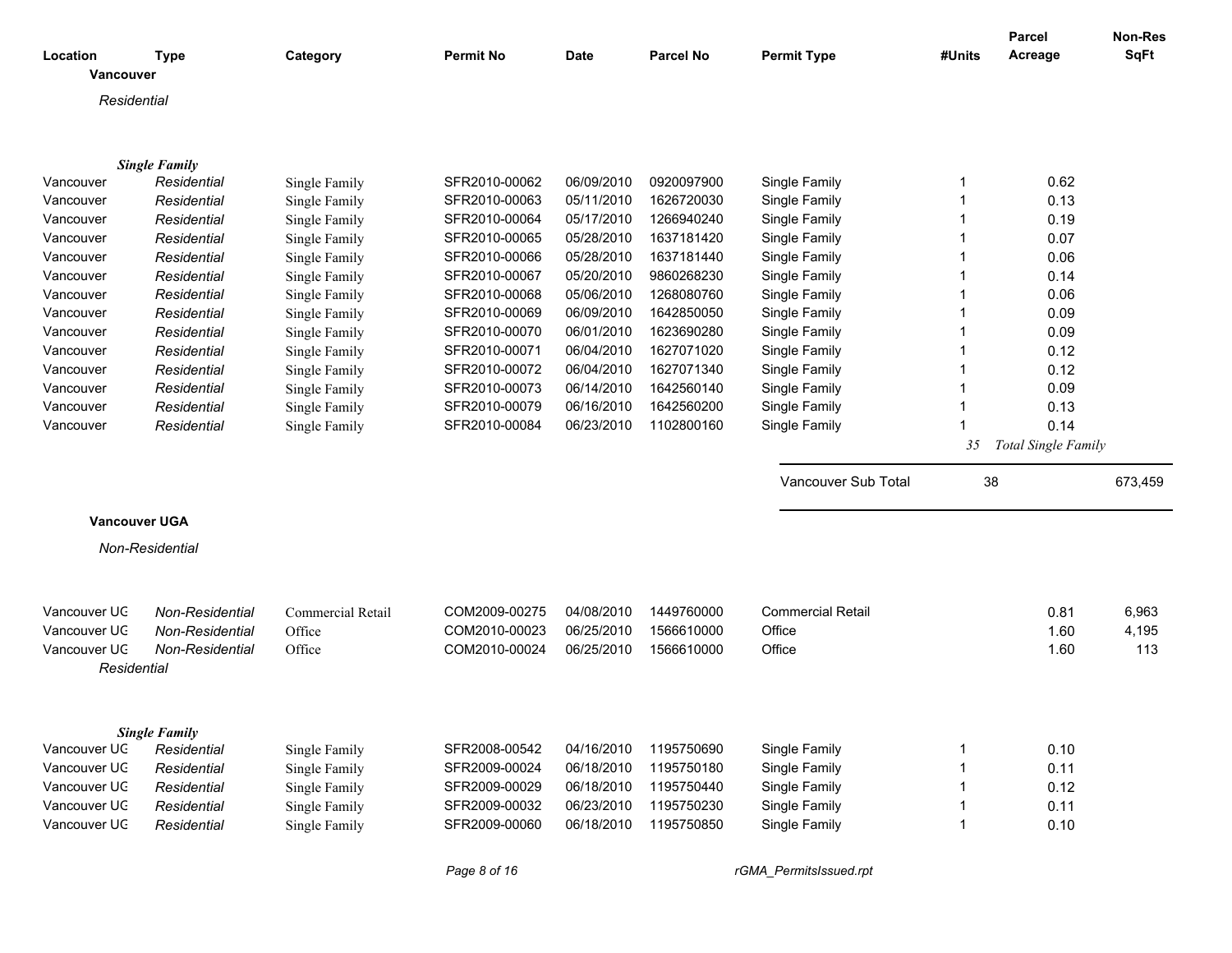| Location | Type | Category | Permit No | Date | Parcel No | Permit Type | #Units | Parcel Acreage | Non-Res SqFt |
|---|---|---|---|---|---|---|---|---|---|
| **Vancouver** | | | | | | | | | |
| *Residential* | | | | | | | | | |
| | ***Single Family*** | | | | | | | | |
| Vancouver | *Residential* | Single Family | SFR2010-00062 | 06/09/2010 | 0920097900 | Single Family | 1 | 0.62 | |
| Vancouver | *Residential* | Single Family | SFR2010-00063 | 05/11/2010 | 1626720030 | Single Family | 1 | 0.13 | |
| Vancouver | *Residential* | Single Family | SFR2010-00064 | 05/17/2010 | 1266940240 | Single Family | 1 | 0.19 | |
| Vancouver | *Residential* | Single Family | SFR2010-00065 | 05/28/2010 | 1637181420 | Single Family | 1 | 0.07 | |
| Vancouver | *Residential* | Single Family | SFR2010-00066 | 05/28/2010 | 1637181440 | Single Family | 1 | 0.06 | |
| Vancouver | *Residential* | Single Family | SFR2010-00067 | 05/20/2010 | 9860268230 | Single Family | 1 | 0.14 | |
| Vancouver | *Residential* | Single Family | SFR2010-00068 | 05/06/2010 | 1268080760 | Single Family | 1 | 0.06 | |
| Vancouver | *Residential* | Single Family | SFR2010-00069 | 06/09/2010 | 1642850050 | Single Family | 1 | 0.09 | |
| Vancouver | *Residential* | Single Family | SFR2010-00070 | 06/01/2010 | 1623690280 | Single Family | 1 | 0.09 | |
| Vancouver | *Residential* | Single Family | SFR2010-00071 | 06/04/2010 | 1627071020 | Single Family | 1 | 0.12 | |
| Vancouver | *Residential* | Single Family | SFR2010-00072 | 06/04/2010 | 1627071340 | Single Family | 1 | 0.12 | |
| Vancouver | *Residential* | Single Family | SFR2010-00073 | 06/14/2010 | 1642560140 | Single Family | 1 | 0.09 | |
| Vancouver | *Residential* | Single Family | SFR2010-00079 | 06/16/2010 | 1642560200 | Single Family | 1 | 0.13 | |
| Vancouver | *Residential* | Single Family | SFR2010-00084 | 06/23/2010 | 1102800160 | Single Family | 1 | 0.14 | |
| | | | | | | | *35* | *Total Single Family* | |
| | | | | | | Vancouver Sub Total | 38 | | 673,459 |
| **Vancouver UGA** | | | | | | | | | |
| *Non-Residential* | | | | | | | | | |
| Vancouver UG | *Non-Residential* | Commercial Retail | COM2009-00275 | 04/08/2010 | 1449760000 | Commercial Retail | | 0.81 | 6,963 |
| Vancouver UG | *Non-Residential* | Office | COM2010-00023 | 06/25/2010 | 1566610000 | Office | | 1.60 | 4,195 |
| Vancouver UG | *Non-Residential* | Office | COM2010-00024 | 06/25/2010 | 1566610000 | Office | | 1.60 | 113 |
| *Residential* | | | | | | | | | |
| | ***Single Family*** | | | | | | | | |
| Vancouver UG | *Residential* | Single Family | SFR2008-00542 | 04/16/2010 | 1195750690 | Single Family | 1 | 0.10 | |
| Vancouver UG | *Residential* | Single Family | SFR2009-00024 | 06/18/2010 | 1195750180 | Single Family | 1 | 0.11 | |
| Vancouver UG | *Residential* | Single Family | SFR2009-00029 | 06/18/2010 | 1195750440 | Single Family | 1 | 0.12 | |
| Vancouver UG | *Residential* | Single Family | SFR2009-00032 | 06/23/2010 | 1195750230 | Single Family | 1 | 0.11 | |
| Vancouver UG | *Residential* | Single Family | SFR2009-00060 | 06/18/2010 | 1195750850 | Single Family | 1 | 0.10 | |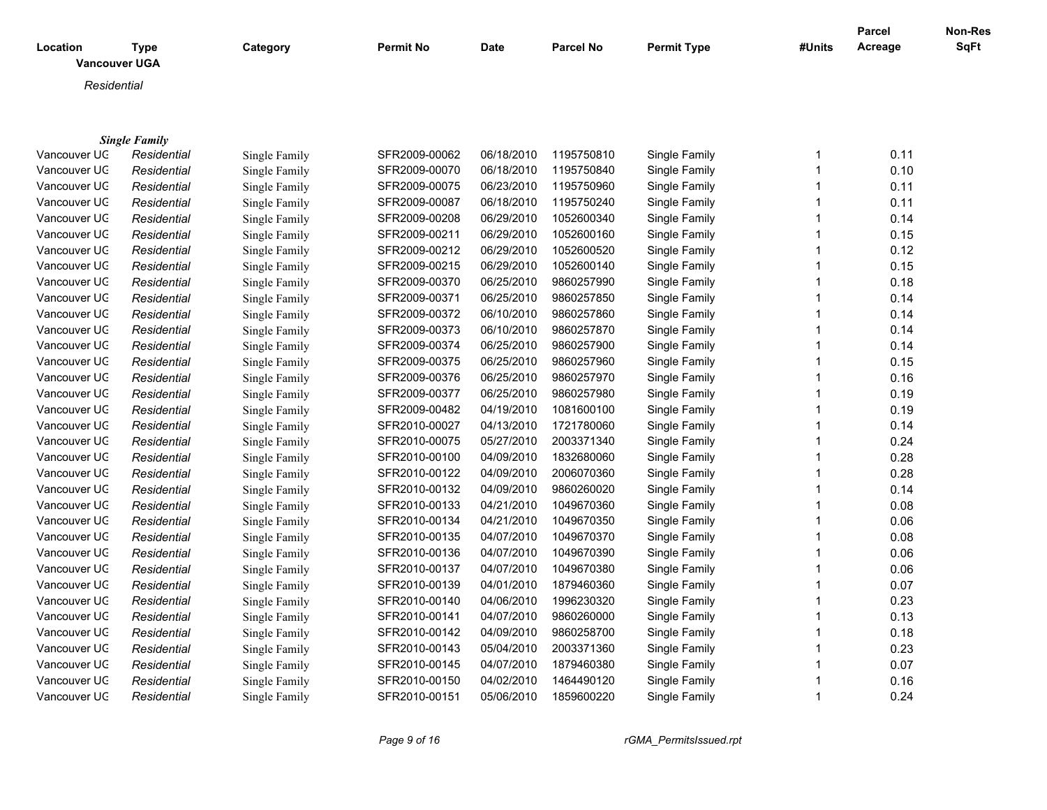| Location | Type | Category | Permit No | Date | Parcel No | Permit Type | #Units | Parcel Acreage | Non-Res SqFt |
|---|---|---|---|---|---|---|---|---|---|
| **Vancouver UGA** | | | | | | | | | |
| *Residential* | | | | | | | | | |
| ***Single Family*** | | | | | | | | | |
| Vancouver UG | *Residential* | Single Family | SFR2009-00062 | 06/18/2010 | 1195750810 | Single Family | 1 | 0.11 | |
| Vancouver UG | *Residential* | Single Family | SFR2009-00070 | 06/18/2010 | 1195750840 | Single Family | 1 | 0.10 | |
| Vancouver UG | *Residential* | Single Family | SFR2009-00075 | 06/23/2010 | 1195750960 | Single Family | 1 | 0.11 | |
| Vancouver UG | *Residential* | Single Family | SFR2009-00087 | 06/18/2010 | 1195750240 | Single Family | 1 | 0.11 | |
| Vancouver UG | *Residential* | Single Family | SFR2009-00208 | 06/29/2010 | 1052600340 | Single Family | 1 | 0.14 | |
| Vancouver UG | *Residential* | Single Family | SFR2009-00211 | 06/29/2010 | 1052600160 | Single Family | 1 | 0.15 | |
| Vancouver UG | *Residential* | Single Family | SFR2009-00212 | 06/29/2010 | 1052600520 | Single Family | 1 | 0.12 | |
| Vancouver UG | *Residential* | Single Family | SFR2009-00215 | 06/29/2010 | 1052600140 | Single Family | 1 | 0.15 | |
| Vancouver UG | *Residential* | Single Family | SFR2009-00370 | 06/25/2010 | 9860257990 | Single Family | 1 | 0.18 | |
| Vancouver UG | *Residential* | Single Family | SFR2009-00371 | 06/25/2010 | 9860257850 | Single Family | 1 | 0.14 | |
| Vancouver UG | *Residential* | Single Family | SFR2009-00372 | 06/10/2010 | 9860257860 | Single Family | 1 | 0.14 | |
| Vancouver UG | *Residential* | Single Family | SFR2009-00373 | 06/10/2010 | 9860257870 | Single Family | 1 | 0.14 | |
| Vancouver UG | *Residential* | Single Family | SFR2009-00374 | 06/25/2010 | 9860257900 | Single Family | 1 | 0.14 | |
| Vancouver UG | *Residential* | Single Family | SFR2009-00375 | 06/25/2010 | 9860257960 | Single Family | 1 | 0.15 | |
| Vancouver UG | *Residential* | Single Family | SFR2009-00376 | 06/25/2010 | 9860257970 | Single Family | 1 | 0.16 | |
| Vancouver UG | *Residential* | Single Family | SFR2009-00377 | 06/25/2010 | 9860257980 | Single Family | 1 | 0.19 | |
| Vancouver UG | *Residential* | Single Family | SFR2009-00482 | 04/19/2010 | 1081600100 | Single Family | 1 | 0.19 | |
| Vancouver UG | *Residential* | Single Family | SFR2010-00027 | 04/13/2010 | 1721780060 | Single Family | 1 | 0.14 | |
| Vancouver UG | *Residential* | Single Family | SFR2010-00075 | 05/27/2010 | 2003371340 | Single Family | 1 | 0.24 | |
| Vancouver UG | *Residential* | Single Family | SFR2010-00100 | 04/09/2010 | 1832680060 | Single Family | 1 | 0.28 | |
| Vancouver UG | *Residential* | Single Family | SFR2010-00122 | 04/09/2010 | 2006070360 | Single Family | 1 | 0.28 | |
| Vancouver UG | *Residential* | Single Family | SFR2010-00132 | 04/09/2010 | 9860260020 | Single Family | 1 | 0.14 | |
| Vancouver UG | *Residential* | Single Family | SFR2010-00133 | 04/21/2010 | 1049670360 | Single Family | 1 | 0.08 | |
| Vancouver UG | *Residential* | Single Family | SFR2010-00134 | 04/21/2010 | 1049670350 | Single Family | 1 | 0.06 | |
| Vancouver UG | *Residential* | Single Family | SFR2010-00135 | 04/07/2010 | 1049670370 | Single Family | 1 | 0.08 | |
| Vancouver UG | *Residential* | Single Family | SFR2010-00136 | 04/07/2010 | 1049670390 | Single Family | 1 | 0.06 | |
| Vancouver UG | *Residential* | Single Family | SFR2010-00137 | 04/07/2010 | 1049670380 | Single Family | 1 | 0.06 | |
| Vancouver UG | *Residential* | Single Family | SFR2010-00139 | 04/01/2010 | 1879460360 | Single Family | 1 | 0.07 | |
| Vancouver UG | *Residential* | Single Family | SFR2010-00140 | 04/06/2010 | 1996230320 | Single Family | 1 | 0.23 | |
| Vancouver UG | *Residential* | Single Family | SFR2010-00141 | 04/07/2010 | 9860260000 | Single Family | 1 | 0.13 | |
| Vancouver UG | *Residential* | Single Family | SFR2010-00142 | 04/09/2010 | 9860258700 | Single Family | 1 | 0.18 | |
| Vancouver UG | *Residential* | Single Family | SFR2010-00143 | 05/04/2010 | 2003371360 | Single Family | 1 | 0.23 | |
| Vancouver UG | *Residential* | Single Family | SFR2010-00145 | 04/07/2010 | 1879460380 | Single Family | 1 | 0.07 | |
| Vancouver UG | *Residential* | Single Family | SFR2010-00150 | 04/02/2010 | 1464490120 | Single Family | 1 | 0.16 | |
| Vancouver UG | *Residential* | Single Family | SFR2010-00151 | 05/06/2010 | 1859600220 | Single Family | 1 | 0.24 | |

*rGMA_PermitsIssued.rpt*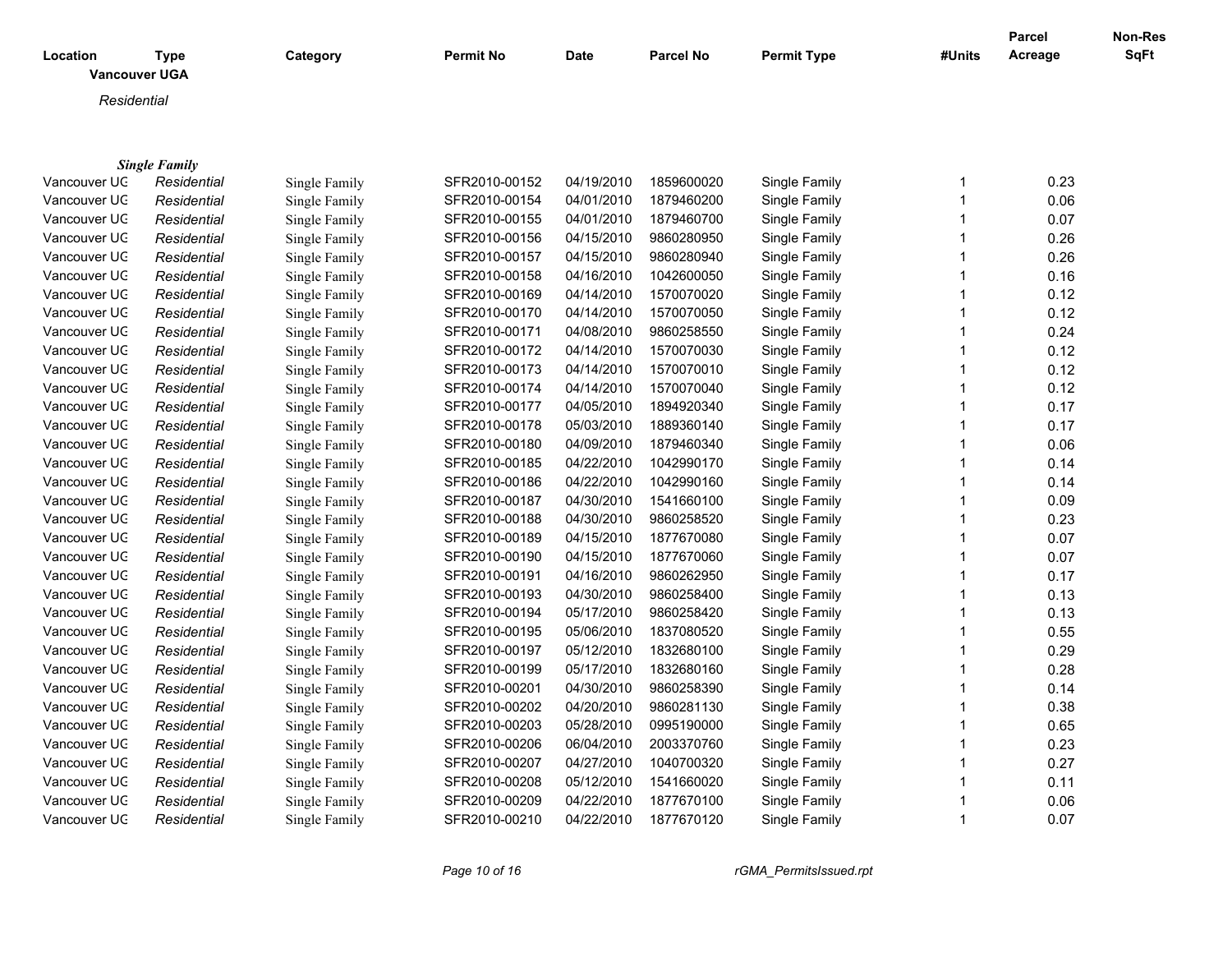| Location | Type | Category | Permit No | Date | Parcel No | Permit Type | #Units | Parcel Acreage | Non-Res SqFt |
|---|---|---|---|---|---|---|---|---|---|

**Vancouver UGA**

*Residential*

***Single Family***

| Location | Type | Category | Permit No | Date | Parcel No | Permit Type | #Units | Parcel Acreage | Non-Res SqFt |
|---|---|---|---|---|---|---|---|---|---|
| Vancouver UG | *Residential* | Single Family | SFR2010-00152 | 04/19/2010 | 1859600020 | Single Family | 1 | 0.23 | |
| Vancouver UG | *Residential* | Single Family | SFR2010-00154 | 04/01/2010 | 1879460200 | Single Family | 1 | 0.06 | |
| Vancouver UG | *Residential* | Single Family | SFR2010-00155 | 04/01/2010 | 1879460700 | Single Family | 1 | 0.07 | |
| Vancouver UG | *Residential* | Single Family | SFR2010-00156 | 04/15/2010 | 9860280950 | Single Family | 1 | 0.26 | |
| Vancouver UG | *Residential* | Single Family | SFR2010-00157 | 04/15/2010 | 9860280940 | Single Family | 1 | 0.26 | |
| Vancouver UG | *Residential* | Single Family | SFR2010-00158 | 04/16/2010 | 1042600050 | Single Family | 1 | 0.16 | |
| Vancouver UG | *Residential* | Single Family | SFR2010-00169 | 04/14/2010 | 1570070020 | Single Family | 1 | 0.12 | |
| Vancouver UG | *Residential* | Single Family | SFR2010-00170 | 04/14/2010 | 1570070050 | Single Family | 1 | 0.12 | |
| Vancouver UG | *Residential* | Single Family | SFR2010-00171 | 04/08/2010 | 9860258550 | Single Family | 1 | 0.24 | |
| Vancouver UG | *Residential* | Single Family | SFR2010-00172 | 04/14/2010 | 1570070030 | Single Family | 1 | 0.12 | |
| Vancouver UG | *Residential* | Single Family | SFR2010-00173 | 04/14/2010 | 1570070010 | Single Family | 1 | 0.12 | |
| Vancouver UG | *Residential* | Single Family | SFR2010-00174 | 04/14/2010 | 1570070040 | Single Family | 1 | 0.12 | |
| Vancouver UG | *Residential* | Single Family | SFR2010-00177 | 04/05/2010 | 1894920340 | Single Family | 1 | 0.17 | |
| Vancouver UG | *Residential* | Single Family | SFR2010-00178 | 05/03/2010 | 1889360140 | Single Family | 1 | 0.17 | |
| Vancouver UG | *Residential* | Single Family | SFR2010-00180 | 04/09/2010 | 1879460340 | Single Family | 1 | 0.06 | |
| Vancouver UG | *Residential* | Single Family | SFR2010-00185 | 04/22/2010 | 1042990170 | Single Family | 1 | 0.14 | |
| Vancouver UG | *Residential* | Single Family | SFR2010-00186 | 04/22/2010 | 1042990160 | Single Family | 1 | 0.14 | |
| Vancouver UG | *Residential* | Single Family | SFR2010-00187 | 04/30/2010 | 1541660100 | Single Family | 1 | 0.09 | |
| Vancouver UG | *Residential* | Single Family | SFR2010-00188 | 04/30/2010 | 9860258520 | Single Family | 1 | 0.23 | |
| Vancouver UG | *Residential* | Single Family | SFR2010-00189 | 04/15/2010 | 1877670080 | Single Family | 1 | 0.07 | |
| Vancouver UG | *Residential* | Single Family | SFR2010-00190 | 04/15/2010 | 1877670060 | Single Family | 1 | 0.07 | |
| Vancouver UG | *Residential* | Single Family | SFR2010-00191 | 04/16/2010 | 9860262950 | Single Family | 1 | 0.17 | |
| Vancouver UG | *Residential* | Single Family | SFR2010-00193 | 04/30/2010 | 9860258400 | Single Family | 1 | 0.13 | |
| Vancouver UG | *Residential* | Single Family | SFR2010-00194 | 05/17/2010 | 9860258420 | Single Family | 1 | 0.13 | |
| Vancouver UG | *Residential* | Single Family | SFR2010-00195 | 05/06/2010 | 1837080520 | Single Family | 1 | 0.55 | |
| Vancouver UG | *Residential* | Single Family | SFR2010-00197 | 05/12/2010 | 1832680100 | Single Family | 1 | 0.29 | |
| Vancouver UG | *Residential* | Single Family | SFR2010-00199 | 05/17/2010 | 1832680160 | Single Family | 1 | 0.28 | |
| Vancouver UG | *Residential* | Single Family | SFR2010-00201 | 04/30/2010 | 9860258390 | Single Family | 1 | 0.14 | |
| Vancouver UG | *Residential* | Single Family | SFR2010-00202 | 04/20/2010 | 9860281130 | Single Family | 1 | 0.38 | |
| Vancouver UG | *Residential* | Single Family | SFR2010-00203 | 05/28/2010 | 0995190000 | Single Family | 1 | 0.65 | |
| Vancouver UG | *Residential* | Single Family | SFR2010-00206 | 06/04/2010 | 2003370760 | Single Family | 1 | 0.23 | |
| Vancouver UG | *Residential* | Single Family | SFR2010-00207 | 04/27/2010 | 1040700320 | Single Family | 1 | 0.27 | |
| Vancouver UG | *Residential* | Single Family | SFR2010-00208 | 05/12/2010 | 1541660020 | Single Family | 1 | 0.11 | |
| Vancouver UG | *Residential* | Single Family | SFR2010-00209 | 04/22/2010 | 1877670100 | Single Family | 1 | 0.06 | |
| Vancouver UG | *Residential* | Single Family | SFR2010-00210 | 04/22/2010 | 1877670120 | Single Family | 1 | 0.07 | |

rGMA_PermitsIssued.rpt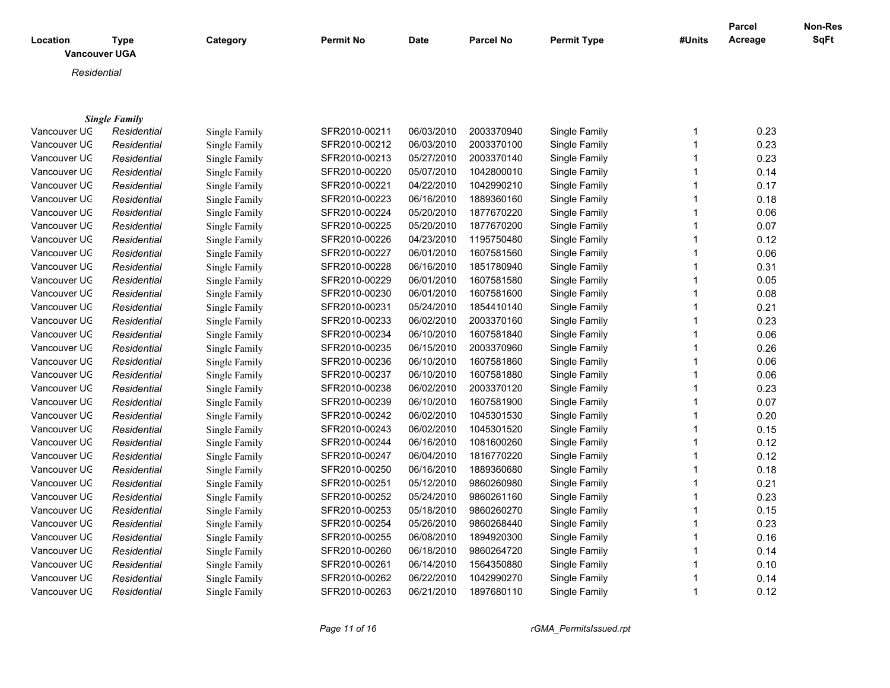| Location | Type | Category | Permit No | Date | Parcel No | Permit Type | #Units | Parcel Acreage | Non-Res SqFt |
|---|---|---|---|---|---|---|---|---|---|

**Vancouver UGA**

*Residential*

***Single Family***

| Location | Type | Category | Permit No | Date | Parcel No | Permit Type | #Units | Parcel Acreage | Non-Res SqFt |
|---|---|---|---|---|---|---|---|---|---|
| Vancouver UG | *Residential* | Single Family | SFR2010-00211 | 06/03/2010 | 2003370940 | Single Family | 1 | 0.23 | |
| Vancouver UG | *Residential* | Single Family | SFR2010-00212 | 06/03/2010 | 2003370100 | Single Family | 1 | 0.23 | |
| Vancouver UG | *Residential* | Single Family | SFR2010-00213 | 05/27/2010 | 2003370140 | Single Family | 1 | 0.23 | |
| Vancouver UG | *Residential* | Single Family | SFR2010-00220 | 05/07/2010 | 1042800010 | Single Family | 1 | 0.14 | |
| Vancouver UG | *Residential* | Single Family | SFR2010-00221 | 04/22/2010 | 1042990210 | Single Family | 1 | 0.17 | |
| Vancouver UG | *Residential* | Single Family | SFR2010-00223 | 06/16/2010 | 1889360160 | Single Family | 1 | 0.18 | |
| Vancouver UG | *Residential* | Single Family | SFR2010-00224 | 05/20/2010 | 1877670220 | Single Family | 1 | 0.06 | |
| Vancouver UG | *Residential* | Single Family | SFR2010-00225 | 05/20/2010 | 1877670200 | Single Family | 1 | 0.07 | |
| Vancouver UG | *Residential* | Single Family | SFR2010-00226 | 04/23/2010 | 1195750480 | Single Family | 1 | 0.12 | |
| Vancouver UG | *Residential* | Single Family | SFR2010-00227 | 06/01/2010 | 1607581560 | Single Family | 1 | 0.06 | |
| Vancouver UG | *Residential* | Single Family | SFR2010-00228 | 06/16/2010 | 1851780940 | Single Family | 1 | 0.31 | |
| Vancouver UG | *Residential* | Single Family | SFR2010-00229 | 06/01/2010 | 1607581580 | Single Family | 1 | 0.05 | |
| Vancouver UG | *Residential* | Single Family | SFR2010-00230 | 06/01/2010 | 1607581600 | Single Family | 1 | 0.08 | |
| Vancouver UG | *Residential* | Single Family | SFR2010-00231 | 05/24/2010 | 1854410140 | Single Family | 1 | 0.21 | |
| Vancouver UG | *Residential* | Single Family | SFR2010-00233 | 06/02/2010 | 2003370160 | Single Family | 1 | 0.23 | |
| Vancouver UG | *Residential* | Single Family | SFR2010-00234 | 06/10/2010 | 1607581840 | Single Family | 1 | 0.06 | |
| Vancouver UG | *Residential* | Single Family | SFR2010-00235 | 06/15/2010 | 2003370960 | Single Family | 1 | 0.26 | |
| Vancouver UG | *Residential* | Single Family | SFR2010-00236 | 06/10/2010 | 1607581860 | Single Family | 1 | 0.06 | |
| Vancouver UG | *Residential* | Single Family | SFR2010-00237 | 06/10/2010 | 1607581880 | Single Family | 1 | 0.06 | |
| Vancouver UG | *Residential* | Single Family | SFR2010-00238 | 06/02/2010 | 2003370120 | Single Family | 1 | 0.23 | |
| Vancouver UG | *Residential* | Single Family | SFR2010-00239 | 06/10/2010 | 1607581900 | Single Family | 1 | 0.07 | |
| Vancouver UG | *Residential* | Single Family | SFR2010-00242 | 06/02/2010 | 1045301530 | Single Family | 1 | 0.20 | |
| Vancouver UG | *Residential* | Single Family | SFR2010-00243 | 06/02/2010 | 1045301520 | Single Family | 1 | 0.15 | |
| Vancouver UG | *Residential* | Single Family | SFR2010-00244 | 06/16/2010 | 1081600260 | Single Family | 1 | 0.12 | |
| Vancouver UG | *Residential* | Single Family | SFR2010-00247 | 06/04/2010 | 1816770220 | Single Family | 1 | 0.12 | |
| Vancouver UG | *Residential* | Single Family | SFR2010-00250 | 06/16/2010 | 1889360680 | Single Family | 1 | 0.18 | |
| Vancouver UG | *Residential* | Single Family | SFR2010-00251 | 05/12/2010 | 9860260980 | Single Family | 1 | 0.21 | |
| Vancouver UG | *Residential* | Single Family | SFR2010-00252 | 05/24/2010 | 9860261160 | Single Family | 1 | 0.23 | |
| Vancouver UG | *Residential* | Single Family | SFR2010-00253 | 05/18/2010 | 9860260270 | Single Family | 1 | 0.15 | |
| Vancouver UG | *Residential* | Single Family | SFR2010-00254 | 05/26/2010 | 9860268440 | Single Family | 1 | 0.23 | |
| Vancouver UG | *Residential* | Single Family | SFR2010-00255 | 06/08/2010 | 1894920300 | Single Family | 1 | 0.16 | |
| Vancouver UG | *Residential* | Single Family | SFR2010-00260 | 06/18/2010 | 9860264720 | Single Family | 1 | 0.14 | |
| Vancouver UG | *Residential* | Single Family | SFR2010-00261 | 06/14/2010 | 1564350880 | Single Family | 1 | 0.10 | |
| Vancouver UG | *Residential* | Single Family | SFR2010-00262 | 06/22/2010 | 1042990270 | Single Family | 1 | 0.14 | |
| Vancouver UG | *Residential* | Single Family | SFR2010-00263 | 06/21/2010 | 1897680110 | Single Family | 1 | 0.12 | |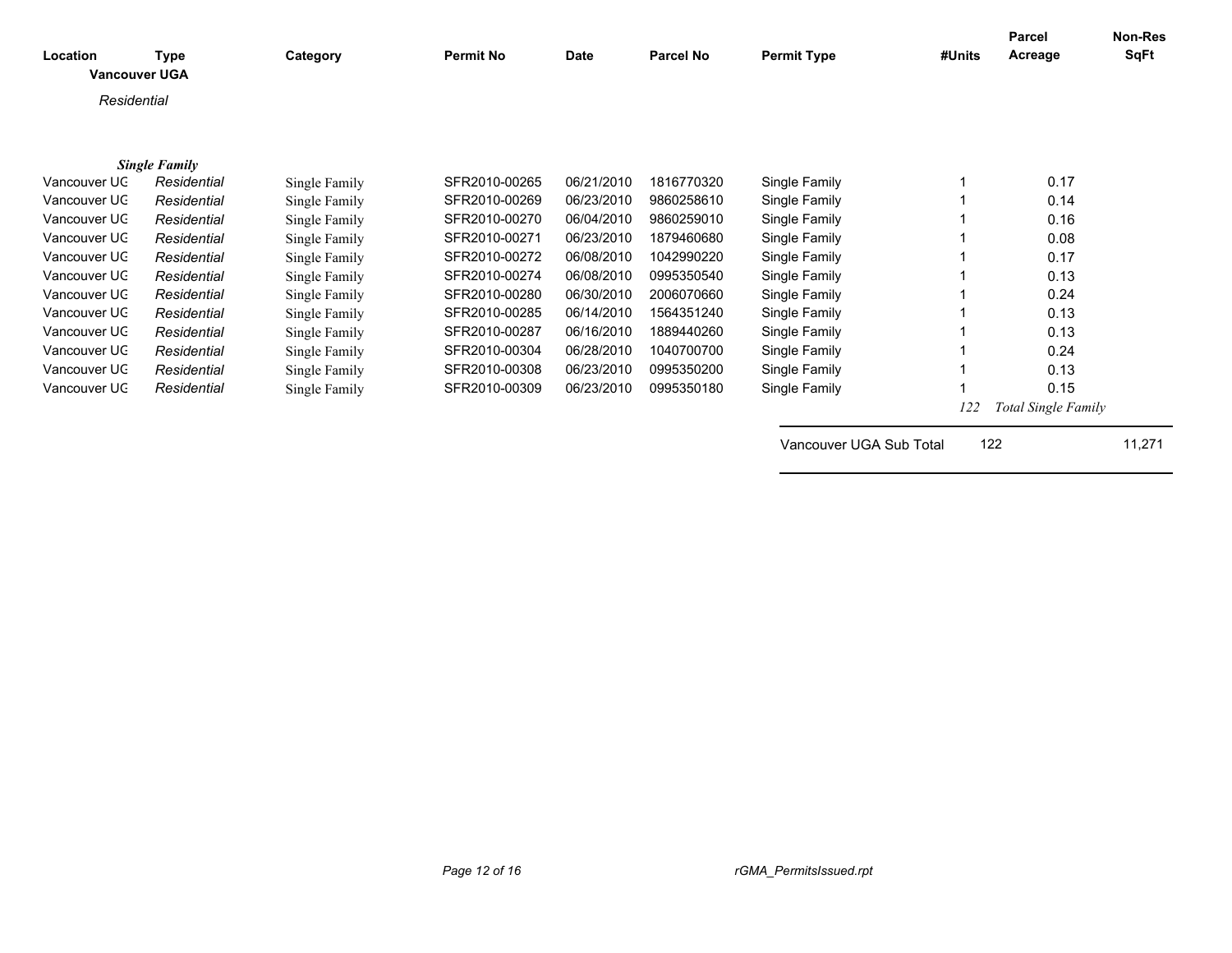| Location | Type | Category | Permit No | Date | Parcel No | Permit Type | #Units | Parcel Acreage | Non-Res SqFt |
|---|---|---|---|---|---|---|---|---|---|
| **Vancouver UGA** | | | | | | | | | |
| *Residential* | | | | | | | | | |
| | ***Single Family*** | | | | | | | | |
| Vancouver UG | *Residential* | Single Family | SFR2010-00265 | 06/21/2010 | 1816770320 | Single Family | 1 | 0.17 | |
| Vancouver UG | *Residential* | Single Family | SFR2010-00269 | 06/23/2010 | 9860258610 | Single Family | 1 | 0.14 | |
| Vancouver UG | *Residential* | Single Family | SFR2010-00270 | 06/04/2010 | 9860259010 | Single Family | 1 | 0.16 | |
| Vancouver UG | *Residential* | Single Family | SFR2010-00271 | 06/23/2010 | 1879460680 | Single Family | 1 | 0.08 | |
| Vancouver UG | *Residential* | Single Family | SFR2010-00272 | 06/08/2010 | 1042990220 | Single Family | 1 | 0.17 | |
| Vancouver UG | *Residential* | Single Family | SFR2010-00274 | 06/08/2010 | 0995350540 | Single Family | 1 | 0.13 | |
| Vancouver UG | *Residential* | Single Family | SFR2010-00280 | 06/30/2010 | 2006070660 | Single Family | 1 | 0.24 | |
| Vancouver UG | *Residential* | Single Family | SFR2010-00285 | 06/14/2010 | 1564351240 | Single Family | 1 | 0.13 | |
| Vancouver UG | *Residential* | Single Family | SFR2010-00287 | 06/16/2010 | 1889440260 | Single Family | 1 | 0.13 | |
| Vancouver UG | *Residential* | Single Family | SFR2010-00304 | 06/28/2010 | 1040700700 | Single Family | 1 | 0.24 | |
| Vancouver UG | *Residential* | Single Family | SFR2010-00308 | 06/23/2010 | 0995350200 | Single Family | 1 | 0.13 | |
| Vancouver UG | *Residential* | Single Family | SFR2010-00309 | 06/23/2010 | 0995350180 | Single Family | 1 | 0.15 | |
| | | | | | | | *122* | *Total Single Family* | |
| | | | | | | Vancouver UGA Sub Total | 122 | | 11,271 |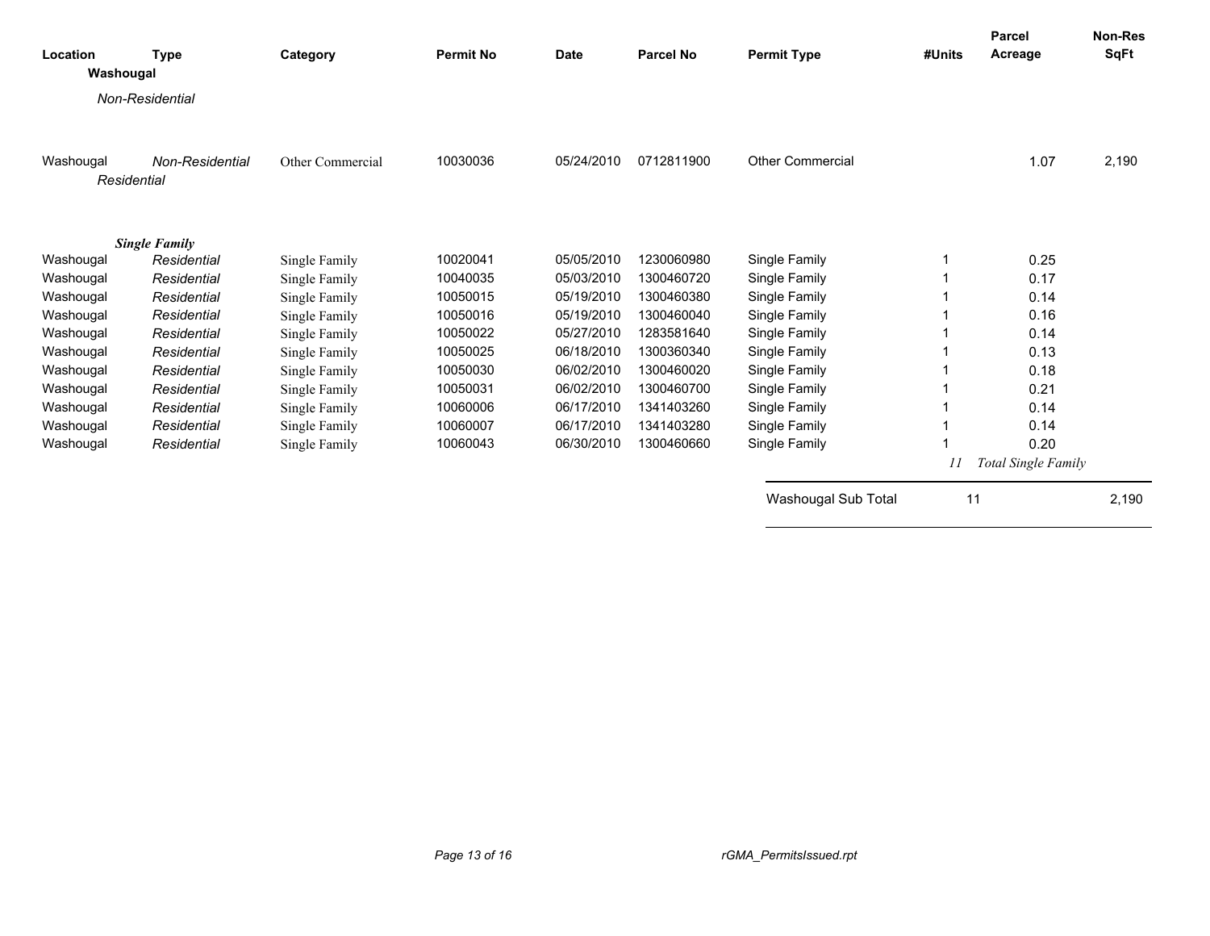| Location | Type | Category | Permit No | Date | Parcel No | Permit Type | #Units | Parcel Acreage | Non-Res SqFt |
|---|---|---|---|---|---|---|---|---|---|
| **Washougal** | | | | | | | | | |
| *Non-Residential* | | | | | | | | | |
| Washougal | *Non-Residential* | Other Commercial | 10030036 | 05/24/2010 | 0712811900 | Other Commercial | | 1.07 | 2,190 |
| *Residential* | | | | | | | | | |
| ***Single Family*** | | | | | | | | | |
| Washougal | *Residential* | Single Family | 10020041 | 05/05/2010 | 1230060980 | Single Family | 1 | 0.25 | |
| Washougal | *Residential* | Single Family | 10040035 | 05/03/2010 | 1300460720 | Single Family | 1 | 0.17 | |
| Washougal | *Residential* | Single Family | 10050015 | 05/19/2010 | 1300460380 | Single Family | 1 | 0.14 | |
| Washougal | *Residential* | Single Family | 10050016 | 05/19/2010 | 1300460040 | Single Family | 1 | 0.16 | |
| Washougal | *Residential* | Single Family | 10050022 | 05/27/2010 | 1283581640 | Single Family | 1 | 0.14 | |
| Washougal | *Residential* | Single Family | 10050025 | 06/18/2010 | 1300360340 | Single Family | 1 | 0.13 | |
| Washougal | *Residential* | Single Family | 10050030 | 06/02/2010 | 1300460020 | Single Family | 1 | 0.18 | |
| Washougal | *Residential* | Single Family | 10050031 | 06/02/2010 | 1300460700 | Single Family | 1 | 0.21 | |
| Washougal | *Residential* | Single Family | 10060006 | 06/17/2010 | 1341403260 | Single Family | 1 | 0.14 | |
| Washougal | *Residential* | Single Family | 10060007 | 06/17/2010 | 1341403280 | Single Family | 1 | 0.14 | |
| Washougal | *Residential* | Single Family | 10060043 | 06/30/2010 | 1300460660 | Single Family | 1 | 0.20 | |
| | | | | | | | *11* | *Total Single Family* | |
| | | | | | | Washougal Sub Total | 11 | | 2,190 |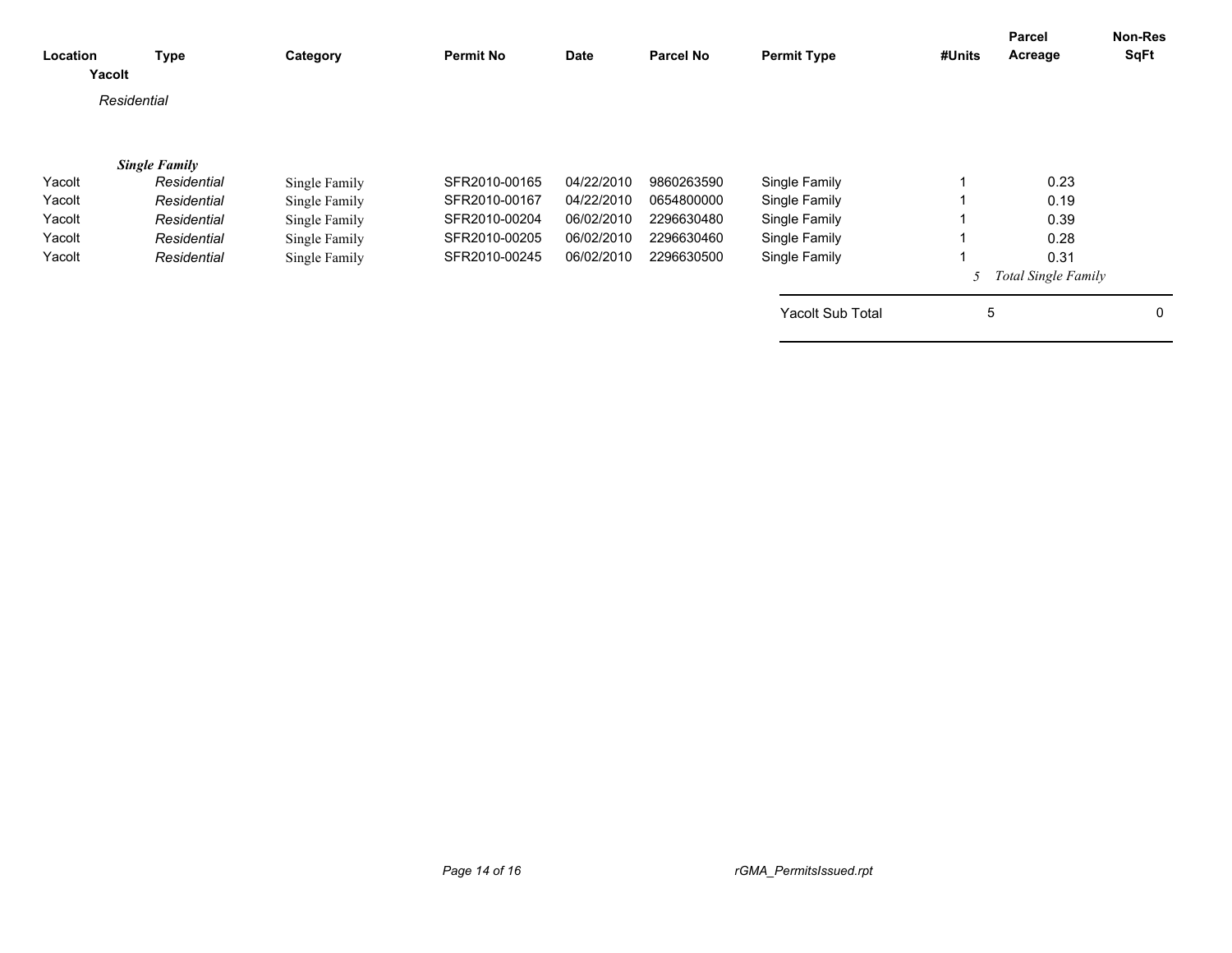| Location | Type | Category | Permit No | Date | Parcel No | Permit Type | #Units | Parcel Acreage | Non-Res SqFt |
|---|---|---|---|---|---|---|---|---|---|
| **Yacolt** | | | | | | | | | |
| *Residential* | | | | | | | | | |
| ***Single Family*** | | | | | | | | | |
| Yacolt | *Residential* | Single Family | SFR2010-00165 | 04/22/2010 | 9860263590 | Single Family | 1 | 0.23 | |
| Yacolt | *Residential* | Single Family | SFR2010-00167 | 04/22/2010 | 0654800000 | Single Family | 1 | 0.19 | |
| Yacolt | *Residential* | Single Family | SFR2010-00204 | 06/02/2010 | 2296630480 | Single Family | 1 | 0.39 | |
| Yacolt | *Residential* | Single Family | SFR2010-00205 | 06/02/2010 | 2296630460 | Single Family | 1 | 0.28 | |
| Yacolt | *Residential* | Single Family | SFR2010-00245 | 06/02/2010 | 2296630500 | Single Family | 1 | 0.31 | |
| | | | | | | | *5* | *Total Single Family* | |
| | | | | | | Yacolt Sub Total | 5 | | 0 |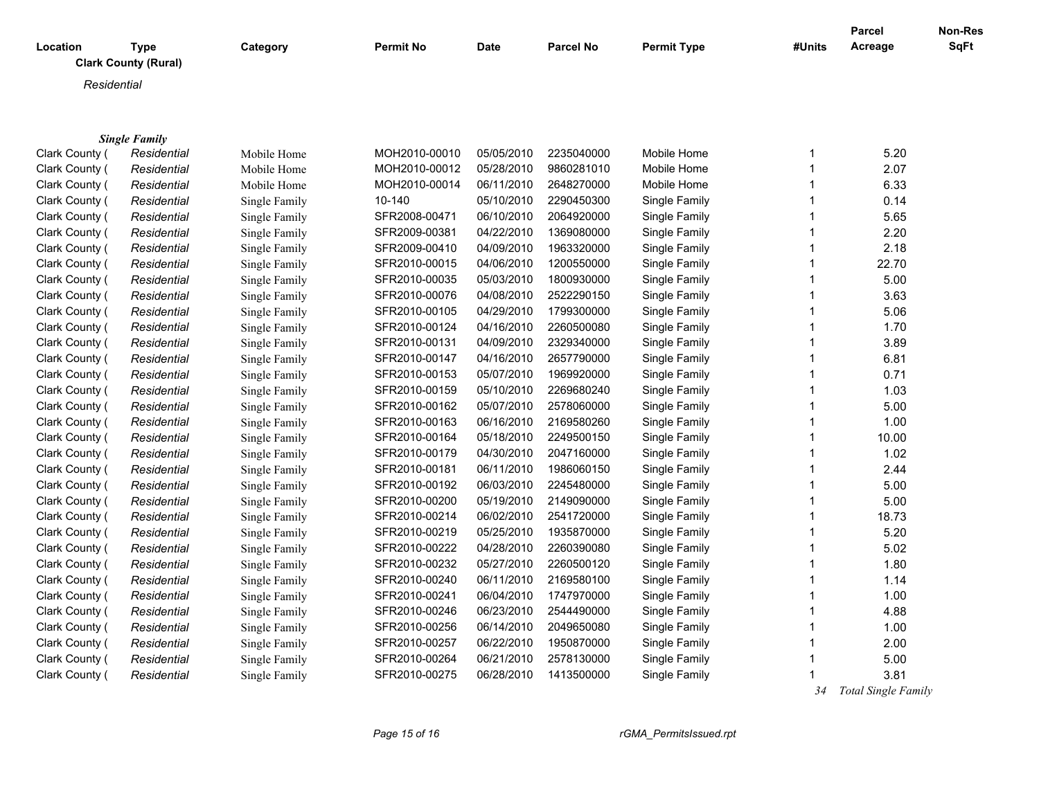| Location | Type | Category | Permit No | Date | Parcel No | Permit Type | #Units | Parcel Acreage | Non-Res SqFt |
|---|---|---|---|---|---|---|---|---|---|

**Clark County (Rural)**

*Residential*

***Single Family***

| Location | Type | Category | Permit No | Date | Parcel No | Permit Type | #Units | Parcel Acreage | Non-Res SqFt |
|---|---|---|---|---|---|---|---|---|---|
| Clark County ( | Residential | Mobile Home | MOH2010-00010 | 05/05/2010 | 2235040000 | Mobile Home | 1 | 5.20 | |
| Clark County ( | Residential | Mobile Home | MOH2010-00012 | 05/28/2010 | 9860281010 | Mobile Home | 1 | 2.07 | |
| Clark County ( | Residential | Mobile Home | MOH2010-00014 | 06/11/2010 | 2648270000 | Mobile Home | 1 | 6.33 | |
| Clark County ( | Residential | Single Family | 10-140 | 05/10/2010 | 2290450300 | Single Family | 1 | 0.14 | |
| Clark County ( | Residential | Single Family | SFR2008-00471 | 06/10/2010 | 2064920000 | Single Family | 1 | 5.65 | |
| Clark County ( | Residential | Single Family | SFR2009-00381 | 04/22/2010 | 1369080000 | Single Family | 1 | 2.20 | |
| Clark County ( | Residential | Single Family | SFR2009-00410 | 04/09/2010 | 1963320000 | Single Family | 1 | 2.18 | |
| Clark County ( | Residential | Single Family | SFR2010-00015 | 04/06/2010 | 1200550000 | Single Family | 1 | 22.70 | |
| Clark County ( | Residential | Single Family | SFR2010-00035 | 05/03/2010 | 1800930000 | Single Family | 1 | 5.00 | |
| Clark County ( | Residential | Single Family | SFR2010-00076 | 04/08/2010 | 2522290150 | Single Family | 1 | 3.63 | |
| Clark County ( | Residential | Single Family | SFR2010-00105 | 04/29/2010 | 1799300000 | Single Family | 1 | 5.06 | |
| Clark County ( | Residential | Single Family | SFR2010-00124 | 04/16/2010 | 2260500080 | Single Family | 1 | 1.70 | |
| Clark County ( | Residential | Single Family | SFR2010-00131 | 04/09/2010 | 2329340000 | Single Family | 1 | 3.89 | |
| Clark County ( | Residential | Single Family | SFR2010-00147 | 04/16/2010 | 2657790000 | Single Family | 1 | 6.81 | |
| Clark County ( | Residential | Single Family | SFR2010-00153 | 05/07/2010 | 1969920000 | Single Family | 1 | 0.71 | |
| Clark County ( | Residential | Single Family | SFR2010-00159 | 05/10/2010 | 2269680240 | Single Family | 1 | 1.03 | |
| Clark County ( | Residential | Single Family | SFR2010-00162 | 05/07/2010 | 2578060000 | Single Family | 1 | 5.00 | |
| Clark County ( | Residential | Single Family | SFR2010-00163 | 06/16/2010 | 2169580260 | Single Family | 1 | 1.00 | |
| Clark County ( | Residential | Single Family | SFR2010-00164 | 05/18/2010 | 2249500150 | Single Family | 1 | 10.00 | |
| Clark County ( | Residential | Single Family | SFR2010-00179 | 04/30/2010 | 2047160000 | Single Family | 1 | 1.02 | |
| Clark County ( | Residential | Single Family | SFR2010-00181 | 06/11/2010 | 1986060150 | Single Family | 1 | 2.44 | |
| Clark County ( | Residential | Single Family | SFR2010-00192 | 06/03/2010 | 2245480000 | Single Family | 1 | 5.00 | |
| Clark County ( | Residential | Single Family | SFR2010-00200 | 05/19/2010 | 2149090000 | Single Family | 1 | 5.00 | |
| Clark County ( | Residential | Single Family | SFR2010-00214 | 06/02/2010 | 2541720000 | Single Family | 1 | 18.73 | |
| Clark County ( | Residential | Single Family | SFR2010-00219 | 05/25/2010 | 1935870000 | Single Family | 1 | 5.20 | |
| Clark County ( | Residential | Single Family | SFR2010-00222 | 04/28/2010 | 2260390080 | Single Family | 1 | 5.02 | |
| Clark County ( | Residential | Single Family | SFR2010-00232 | 05/27/2010 | 2260500120 | Single Family | 1 | 1.80 | |
| Clark County ( | Residential | Single Family | SFR2010-00240 | 06/11/2010 | 2169580100 | Single Family | 1 | 1.14 | |
| Clark County ( | Residential | Single Family | SFR2010-00241 | 06/04/2010 | 1747970000 | Single Family | 1 | 1.00 | |
| Clark County ( | Residential | Single Family | SFR2010-00246 | 06/23/2010 | 2544490000 | Single Family | 1 | 4.88 | |
| Clark County ( | Residential | Single Family | SFR2010-00256 | 06/14/2010 | 2049650080 | Single Family | 1 | 1.00 | |
| Clark County ( | Residential | Single Family | SFR2010-00257 | 06/22/2010 | 1950870000 | Single Family | 1 | 2.00 | |
| Clark County ( | Residential | Single Family | SFR2010-00264 | 06/21/2010 | 2578130000 | Single Family | 1 | 5.00 | |
| Clark County ( | Residential | Single Family | SFR2010-00275 | 06/28/2010 | 1413500000 | Single Family | 1 | 3.81 | |
| | | | | | | | *34* | *Total Single Family* | |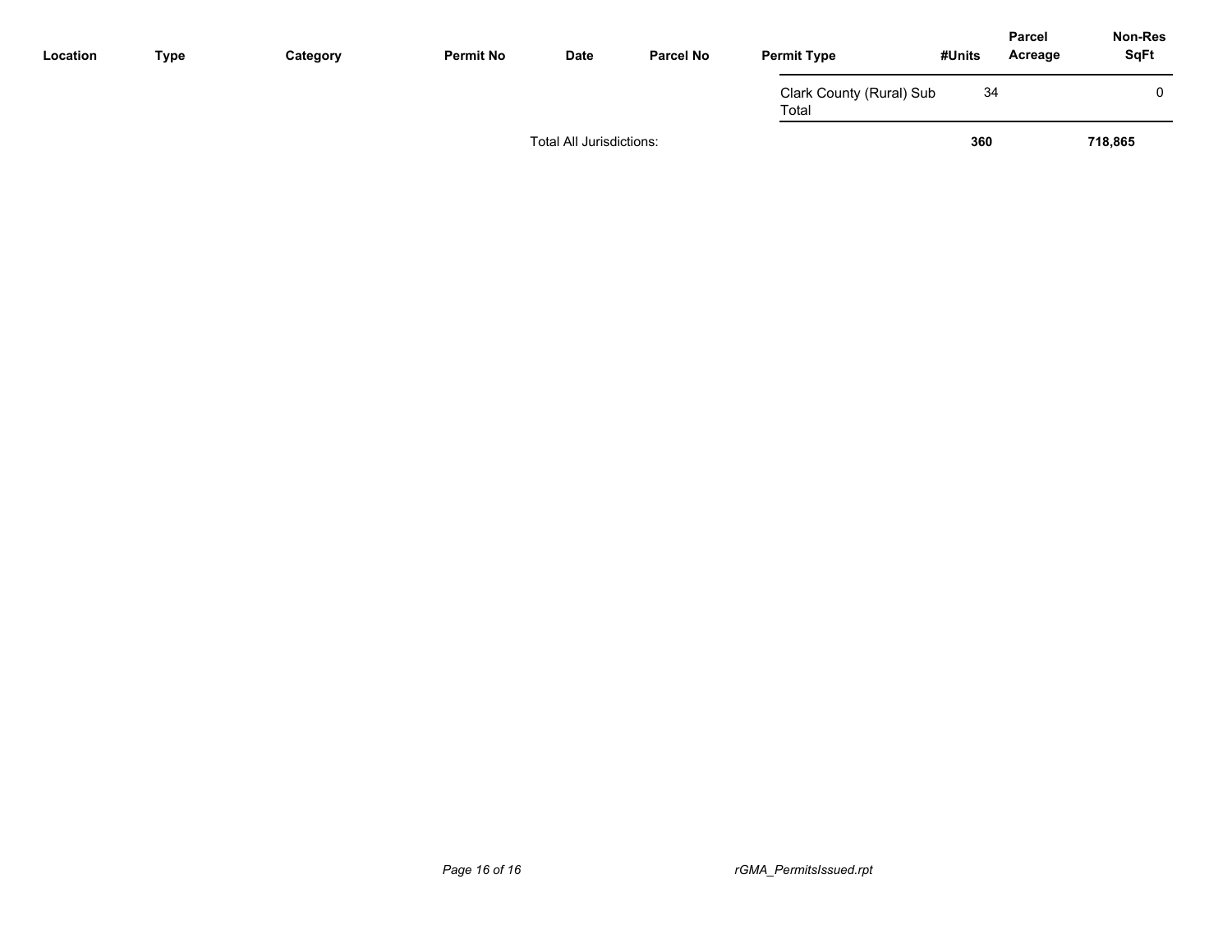| Location | Type | Category | Permit No | Date | Parcel No | Permit Type | #Units | Parcel Acreage | Non-Res SqFt |
|---|---|---|---|---|---|---|---|---|---|
| | | | | | | Clark County (Rural) Sub Total | 34 | | 0 |
| | | | Total All Jurisdictions: | | | | **360** | | **718,865** |